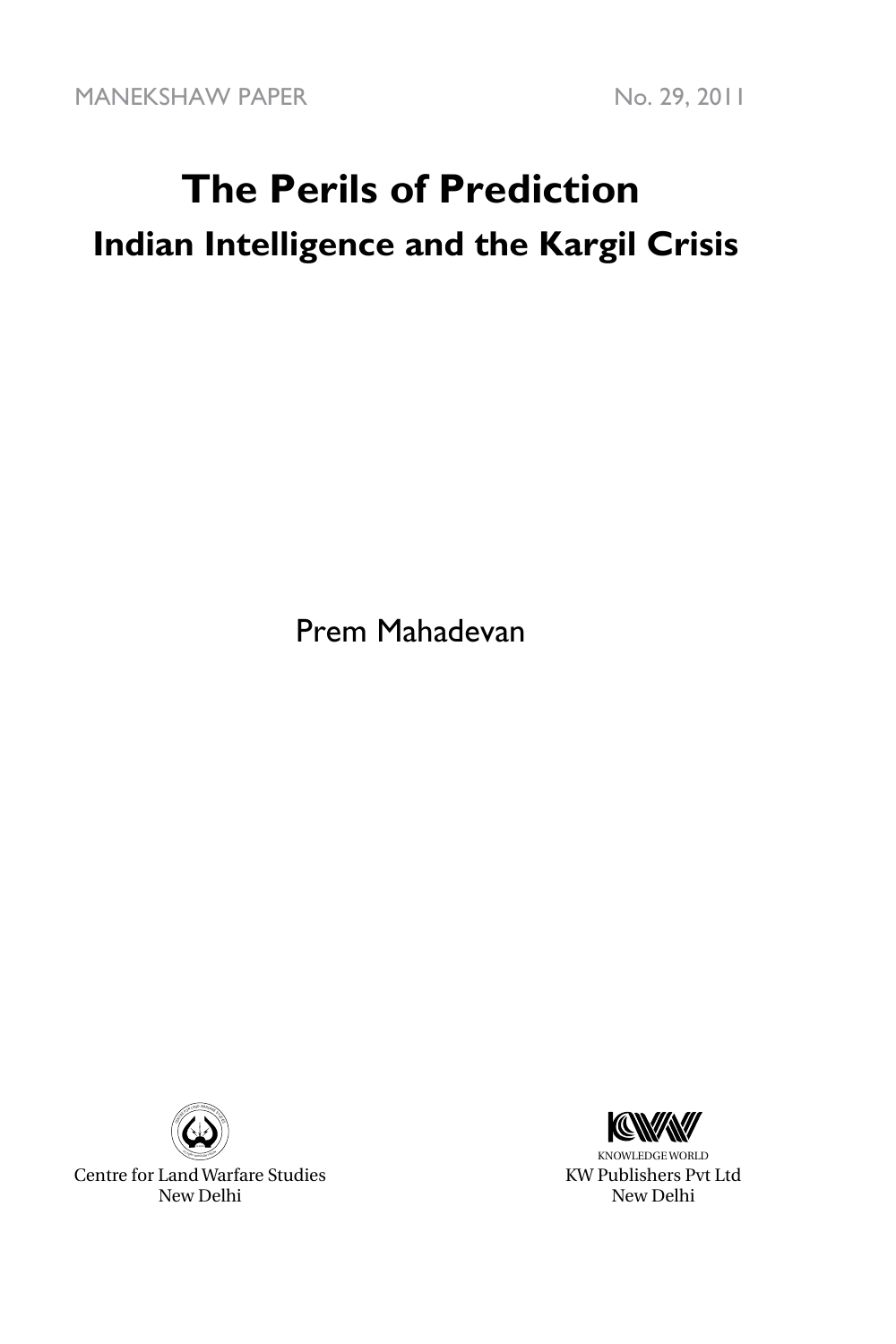MANEKSHAW PAPER No. 29, 2011

# The Perils of Prediction

## Indian Intelligence and the Kargil Crisis

Prem Mahadevan

Centre for Land Warfare Studies
New Delhi

KNOWLEDGE WORLD
KW Publishers Pvt Ltd
New Delhi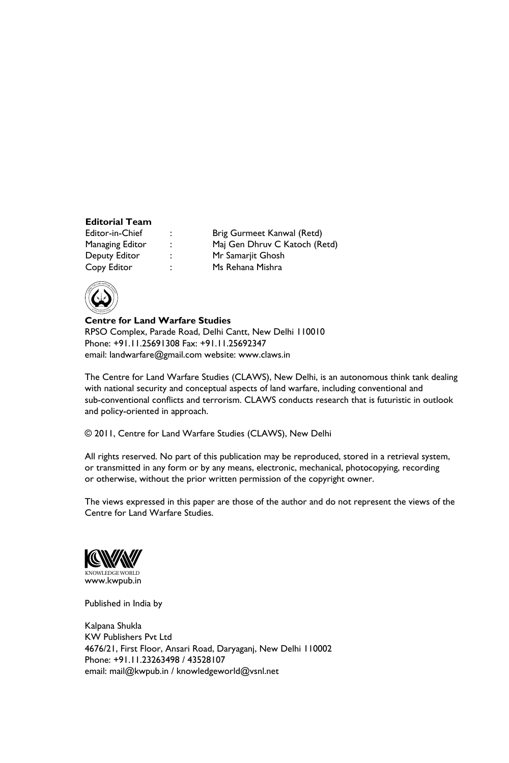**Editorial Team**

| | | |
|---|---|---|
| Editor-in-Chief | : | Brig Gurmeet Kanwal (Retd) |
| Managing Editor | : | Maj Gen Dhruv C Katoch (Retd) |
| Deputy Editor | : | Mr Samarjit Ghosh |
| Copy Editor | : | Ms Rehana Mishra |

**Centre for Land Warfare Studies**
RPSO Complex, Parade Road, Delhi Cantt, New Delhi 110010
Phone: +91.11.25691308 Fax: +91.11.25692347
email: landwarfare@gmail.com website: www.claws.in

The Centre for Land Warfare Studies (CLAWS), New Delhi, is an autonomous think tank dealing with national security and conceptual aspects of land warfare, including conventional and sub-conventional conflicts and terrorism. CLAWS conducts research that is futuristic in outlook and policy-oriented in approach.

© 2011, Centre for Land Warfare Studies (CLAWS), New Delhi

All rights reserved. No part of this publication may be reproduced, stored in a retrieval system, or transmitted in any form or by any means, electronic, mechanical, photocopying, recording or otherwise, without the prior written permission of the copyright owner.

The views expressed in this paper are those of the author and do not represent the views of the Centre for Land Warfare Studies.

KNOWLEDGE WORLD
www.kwpub.in

Published in India by

Kalpana Shukla
KW Publishers Pvt Ltd
4676/21, First Floor, Ansari Road, Daryaganj, New Delhi 110002
Phone: +91.11.23263498 / 43528107
email: mail@kwpub.in / knowledgeworld@vsnl.net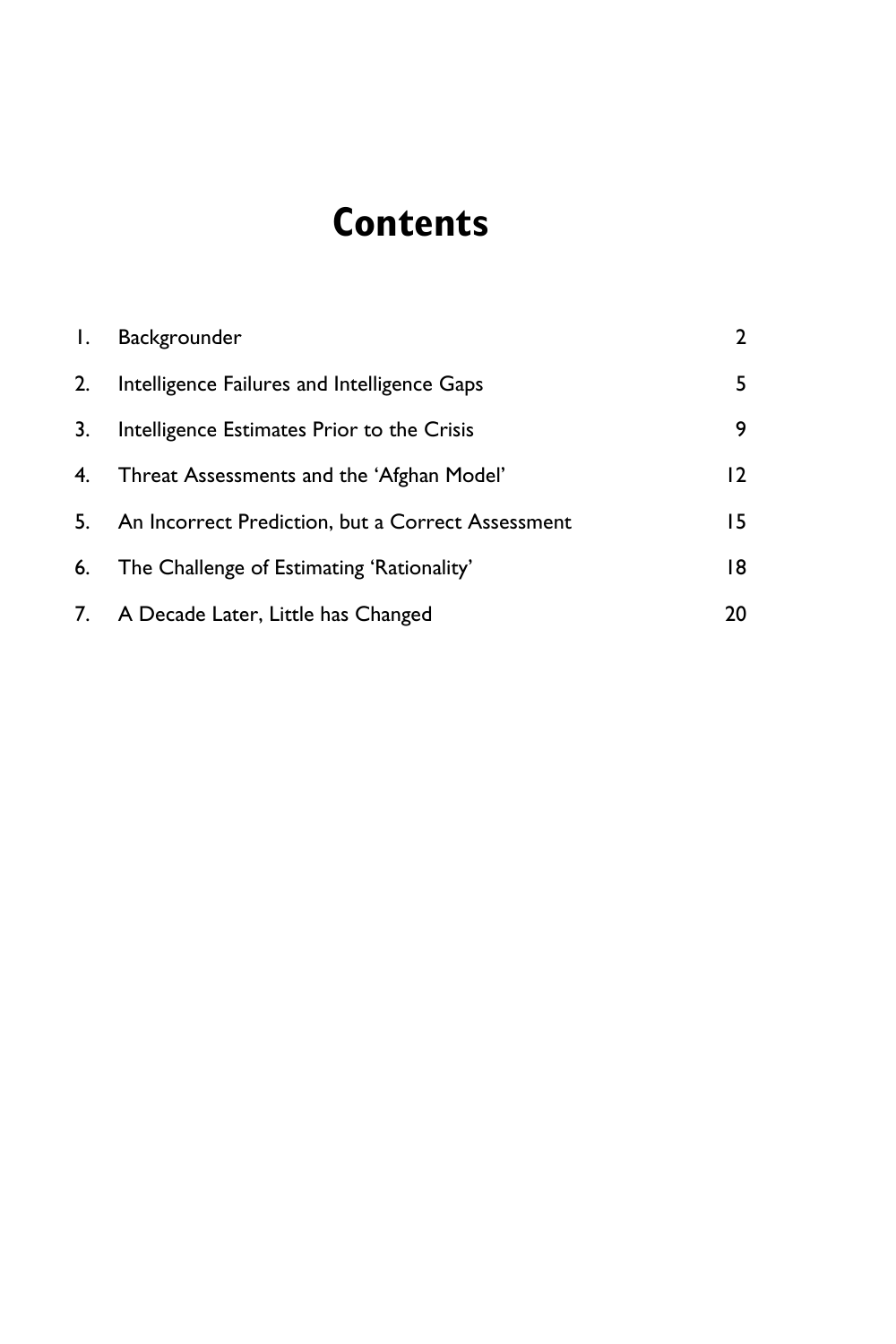# Contents

| | | |
|---|---|---|
| 1. | Backgrounder | 2 |
| 2. | Intelligence Failures and Intelligence Gaps | 5 |
| 3. | Intelligence Estimates Prior to the Crisis | 9 |
| 4. | Threat Assessments and the 'Afghan Model' | 12 |
| 5. | An Incorrect Prediction, but a Correct Assessment | 15 |
| 6. | The Challenge of Estimating 'Rationality' | 18 |
| 7. | A Decade Later, Little has Changed | 20 |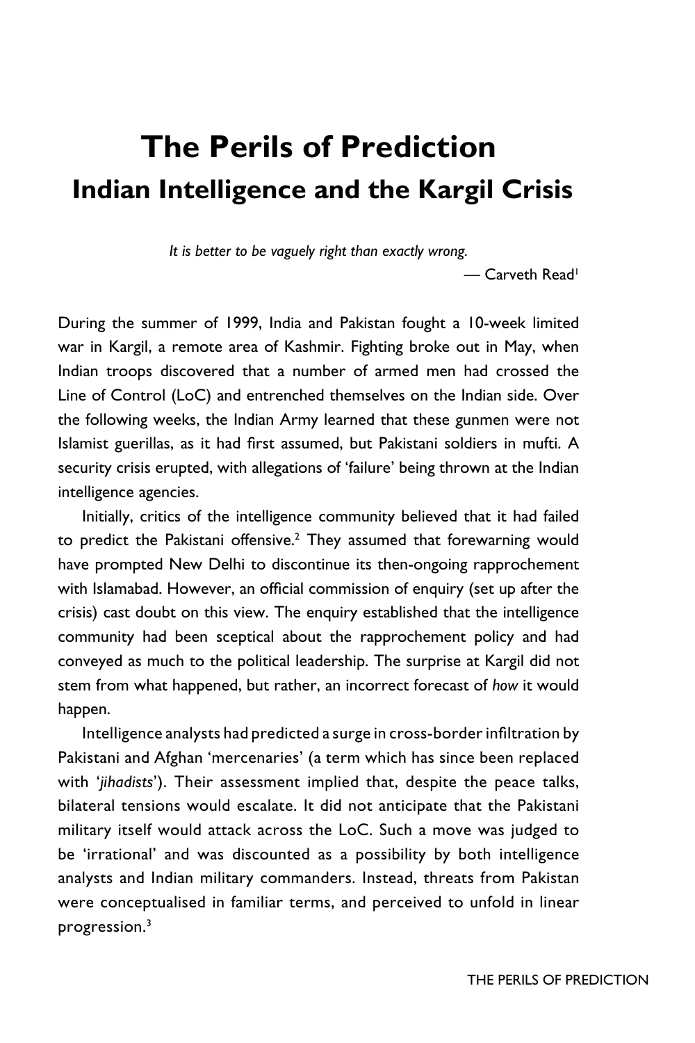# The Perils of Prediction

## Indian Intelligence and the Kargil Crisis

*It is better to be vaguely right than exactly wrong.*

— Carveth Read[1]

During the summer of 1999, India and Pakistan fought a 10-week limited war in Kargil, a remote area of Kashmir. Fighting broke out in May, when Indian troops discovered that a number of armed men had crossed the Line of Control (LoC) and entrenched themselves on the Indian side. Over the following weeks, the Indian Army learned that these gunmen were not Islamist guerillas, as it had first assumed, but Pakistani soldiers in mufti. A security crisis erupted, with allegations of 'failure' being thrown at the Indian intelligence agencies.

Initially, critics of the intelligence community believed that it had failed to predict the Pakistani offensive.[2] They assumed that forewarning would have prompted New Delhi to discontinue its then-ongoing rapprochement with Islamabad. However, an official commission of enquiry (set up after the crisis) cast doubt on this view. The enquiry established that the intelligence community had been sceptical about the rapprochement policy and had conveyed as much to the political leadership. The surprise at Kargil did not stem from what happened, but rather, an incorrect forecast of *how* it would happen.

Intelligence analysts had predicted a surge in cross-border infiltration by Pakistani and Afghan 'mercenaries' (a term which has since been replaced with '*jihadists*'). Their assessment implied that, despite the peace talks, bilateral tensions would escalate. It did not anticipate that the Pakistani military itself would attack across the LoC. Such a move was judged to be 'irrational' and was discounted as a possibility by both intelligence analysts and Indian military commanders. Instead, threats from Pakistan were conceptualised in familiar terms, and perceived to unfold in linear progression.[3]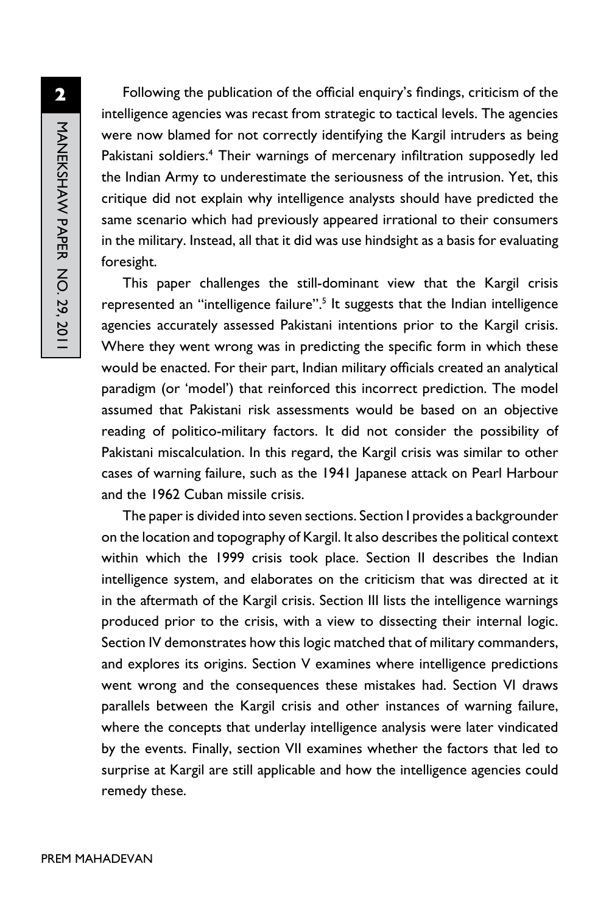Following the publication of the official enquiry's findings, criticism of the intelligence agencies was recast from strategic to tactical levels. The agencies were now blamed for not correctly identifying the Kargil intruders as being Pakistani soldiers.[4] Their warnings of mercenary infiltration supposedly led the Indian Army to underestimate the seriousness of the intrusion. Yet, this critique did not explain why intelligence analysts should have predicted the same scenario which had previously appeared irrational to their consumers in the military. Instead, all that it did was use hindsight as a basis for evaluating foresight.

This paper challenges the still-dominant view that the Kargil crisis represented an "intelligence failure".[5] It suggests that the Indian intelligence agencies accurately assessed Pakistani intentions prior to the Kargil crisis. Where they went wrong was in predicting the specific form in which these would be enacted. For their part, Indian military officials created an analytical paradigm (or 'model') that reinforced this incorrect prediction. The model assumed that Pakistani risk assessments would be based on an objective reading of politico-military factors. It did not consider the possibility of Pakistani miscalculation. In this regard, the Kargil crisis was similar to other cases of warning failure, such as the 1941 Japanese attack on Pearl Harbour and the 1962 Cuban missile crisis.

The paper is divided into seven sections. Section I provides a backgrounder on the location and topography of Kargil. It also describes the political context within which the 1999 crisis took place. Section II describes the Indian intelligence system, and elaborates on the criticism that was directed at it in the aftermath of the Kargil crisis. Section III lists the intelligence warnings produced prior to the crisis, with a view to dissecting their internal logic. Section IV demonstrates how this logic matched that of military commanders, and explores its origins. Section V examines where intelligence predictions went wrong and the consequences these mistakes had. Section VI draws parallels between the Kargil crisis and other instances of warning failure, where the concepts that underlay intelligence analysis were later vindicated by the events. Finally, section VII examines whether the factors that led to surprise at Kargil are still applicable and how the intelligence agencies could remedy these.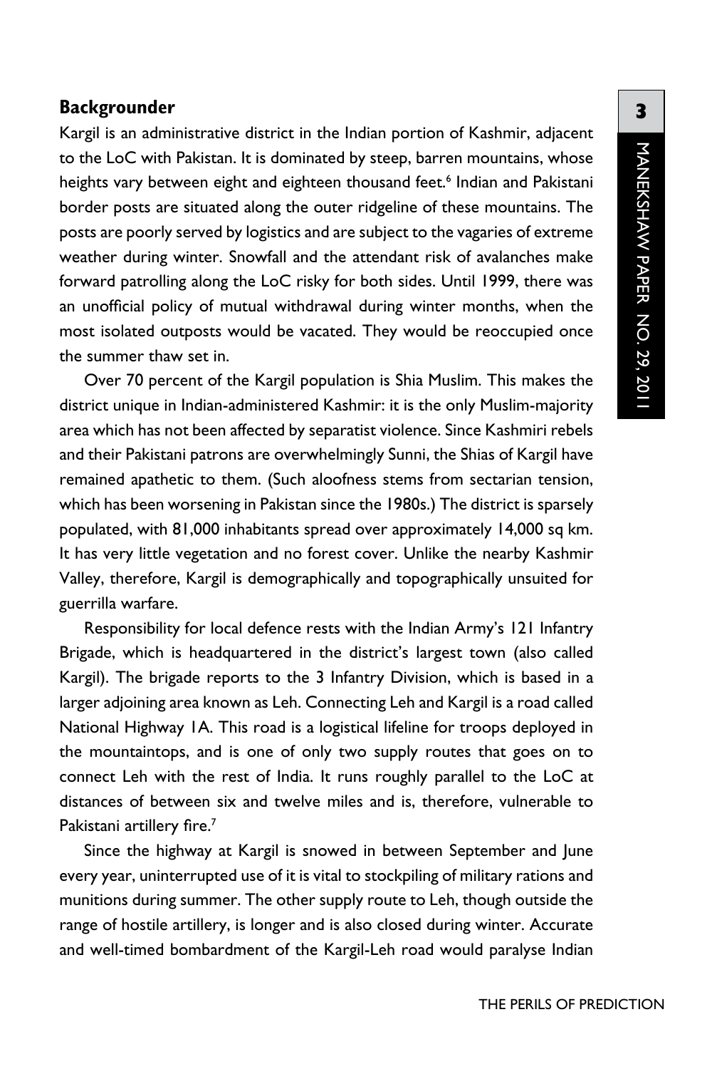## Backgrounder

Kargil is an administrative district in the Indian portion of Kashmir, adjacent to the LoC with Pakistan. It is dominated by steep, barren mountains, whose heights vary between eight and eighteen thousand feet.[6] Indian and Pakistani border posts are situated along the outer ridgeline of these mountains. The posts are poorly served by logistics and are subject to the vagaries of extreme weather during winter. Snowfall and the attendant risk of avalanches make forward patrolling along the LoC risky for both sides. Until 1999, there was an unofficial policy of mutual withdrawal during winter months, when the most isolated outposts would be vacated. They would be reoccupied once the summer thaw set in.

Over 70 percent of the Kargil population is Shia Muslim. This makes the district unique in Indian-administered Kashmir: it is the only Muslim-majority area which has not been affected by separatist violence. Since Kashmiri rebels and their Pakistani patrons are overwhelmingly Sunni, the Shias of Kargil have remained apathetic to them. (Such aloofness stems from sectarian tension, which has been worsening in Pakistan since the 1980s.) The district is sparsely populated, with 81,000 inhabitants spread over approximately 14,000 sq km. It has very little vegetation and no forest cover. Unlike the nearby Kashmir Valley, therefore, Kargil is demographically and topographically unsuited for guerrilla warfare.

Responsibility for local defence rests with the Indian Army's 121 Infantry Brigade, which is headquartered in the district's largest town (also called Kargil). The brigade reports to the 3 Infantry Division, which is based in a larger adjoining area known as Leh. Connecting Leh and Kargil is a road called National Highway 1A. This road is a logistical lifeline for troops deployed in the mountaintops, and is one of only two supply routes that goes on to connect Leh with the rest of India. It runs roughly parallel to the LoC at distances of between six and twelve miles and is, therefore, vulnerable to Pakistani artillery fire.[7]

Since the highway at Kargil is snowed in between September and June every year, uninterrupted use of it is vital to stockpiling of military rations and munitions during summer. The other supply route to Leh, though outside the range of hostile artillery, is longer and is also closed during winter. Accurate and well-timed bombardment of the Kargil-Leh road would paralyse Indian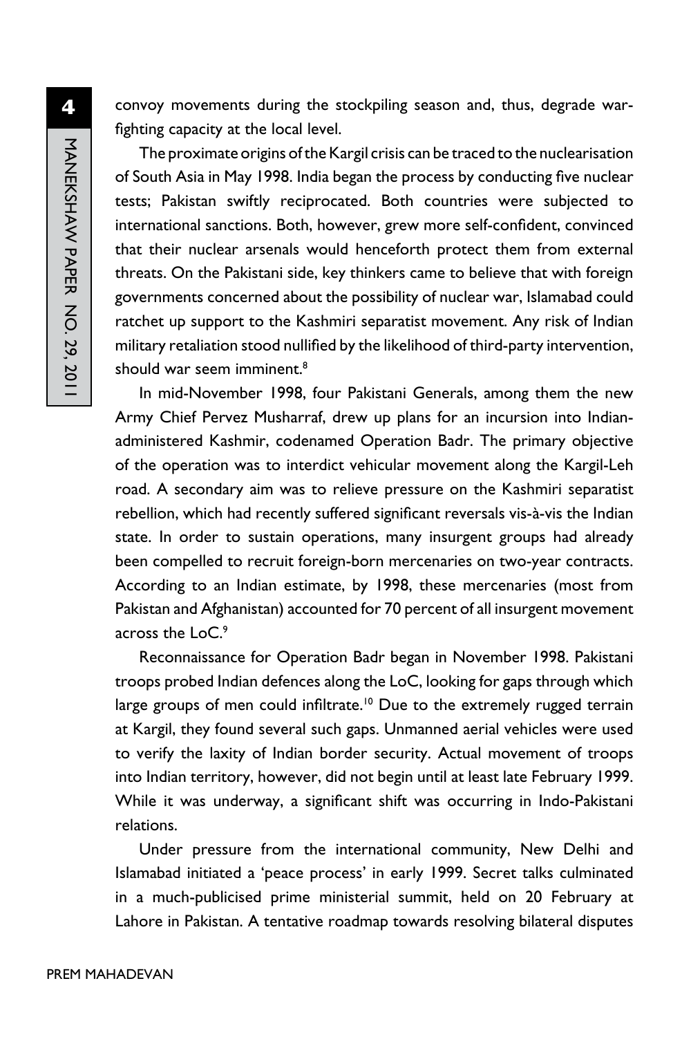convoy movements during the stockpiling season and, thus, degrade war-fighting capacity at the local level.

The proximate origins of the Kargil crisis can be traced to the nuclearisation of South Asia in May 1998. India began the process by conducting five nuclear tests; Pakistan swiftly reciprocated. Both countries were subjected to international sanctions. Both, however, grew more self-confident, convinced that their nuclear arsenals would henceforth protect them from external threats. On the Pakistani side, key thinkers came to believe that with foreign governments concerned about the possibility of nuclear war, Islamabad could ratchet up support to the Kashmiri separatist movement. Any risk of Indian military retaliation stood nullified by the likelihood of third-party intervention, should war seem imminent.[8]

In mid-November 1998, four Pakistani Generals, among them the new Army Chief Pervez Musharraf, drew up plans for an incursion into Indian-administered Kashmir, codenamed Operation Badr. The primary objective of the operation was to interdict vehicular movement along the Kargil-Leh road. A secondary aim was to relieve pressure on the Kashmiri separatist rebellion, which had recently suffered significant reversals vis-à-vis the Indian state. In order to sustain operations, many insurgent groups had already been compelled to recruit foreign-born mercenaries on two-year contracts. According to an Indian estimate, by 1998, these mercenaries (most from Pakistan and Afghanistan) accounted for 70 percent of all insurgent movement across the LoC.[9]

Reconnaissance for Operation Badr began in November 1998. Pakistani troops probed Indian defences along the LoC, looking for gaps through which large groups of men could infiltrate.[10] Due to the extremely rugged terrain at Kargil, they found several such gaps. Unmanned aerial vehicles were used to verify the laxity of Indian border security. Actual movement of troops into Indian territory, however, did not begin until at least late February 1999. While it was underway, a significant shift was occurring in Indo-Pakistani relations.

Under pressure from the international community, New Delhi and Islamabad initiated a 'peace process' in early 1999. Secret talks culminated in a much-publicised prime ministerial summit, held on 20 February at Lahore in Pakistan. A tentative roadmap towards resolving bilateral disputes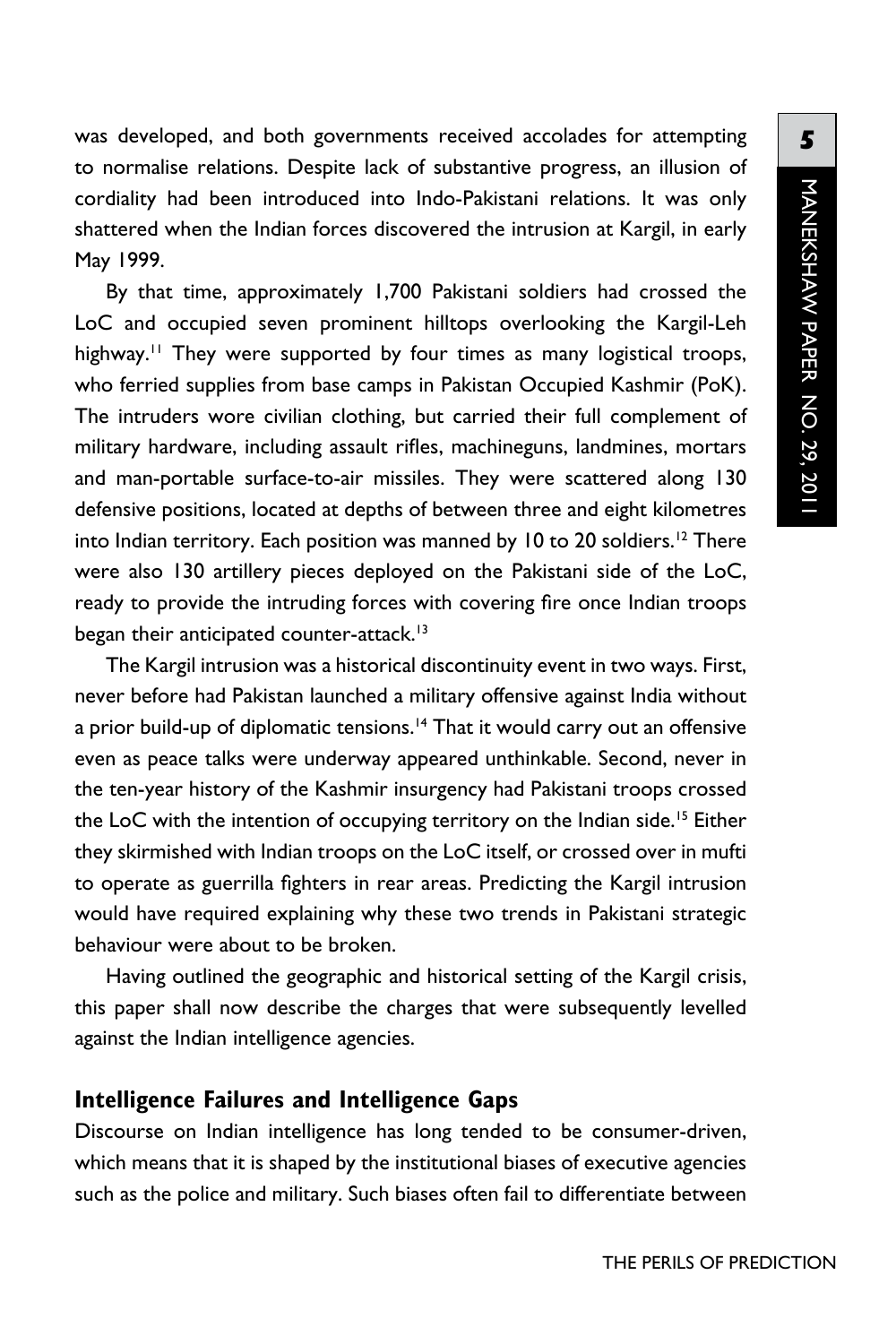was developed, and both governments received accolades for attempting to normalise relations. Despite lack of substantive progress, an illusion of cordiality had been introduced into Indo-Pakistani relations. It was only shattered when the Indian forces discovered the intrusion at Kargil, in early May 1999.

By that time, approximately 1,700 Pakistani soldiers had crossed the LoC and occupied seven prominent hilltops overlooking the Kargil-Leh highway.[11] They were supported by four times as many logistical troops, who ferried supplies from base camps in Pakistan Occupied Kashmir (PoK). The intruders wore civilian clothing, but carried their full complement of military hardware, including assault rifles, machineguns, landmines, mortars and man-portable surface-to-air missiles. They were scattered along 130 defensive positions, located at depths of between three and eight kilometres into Indian territory. Each position was manned by 10 to 20 soldiers.[12] There were also 130 artillery pieces deployed on the Pakistani side of the LoC, ready to provide the intruding forces with covering fire once Indian troops began their anticipated counter-attack.[13]

The Kargil intrusion was a historical discontinuity event in two ways. First, never before had Pakistan launched a military offensive against India without a prior build-up of diplomatic tensions.[14] That it would carry out an offensive even as peace talks were underway appeared unthinkable. Second, never in the ten-year history of the Kashmir insurgency had Pakistani troops crossed the LoC with the intention of occupying territory on the Indian side.[15] Either they skirmished with Indian troops on the LoC itself, or crossed over in mufti to operate as guerrilla fighters in rear areas. Predicting the Kargil intrusion would have required explaining why these two trends in Pakistani strategic behaviour were about to be broken.

Having outlined the geographic and historical setting of the Kargil crisis, this paper shall now describe the charges that were subsequently levelled against the Indian intelligence agencies.

## Intelligence Failures and Intelligence Gaps

Discourse on Indian intelligence has long tended to be consumer-driven, which means that it is shaped by the institutional biases of executive agencies such as the police and military. Such biases often fail to differentiate between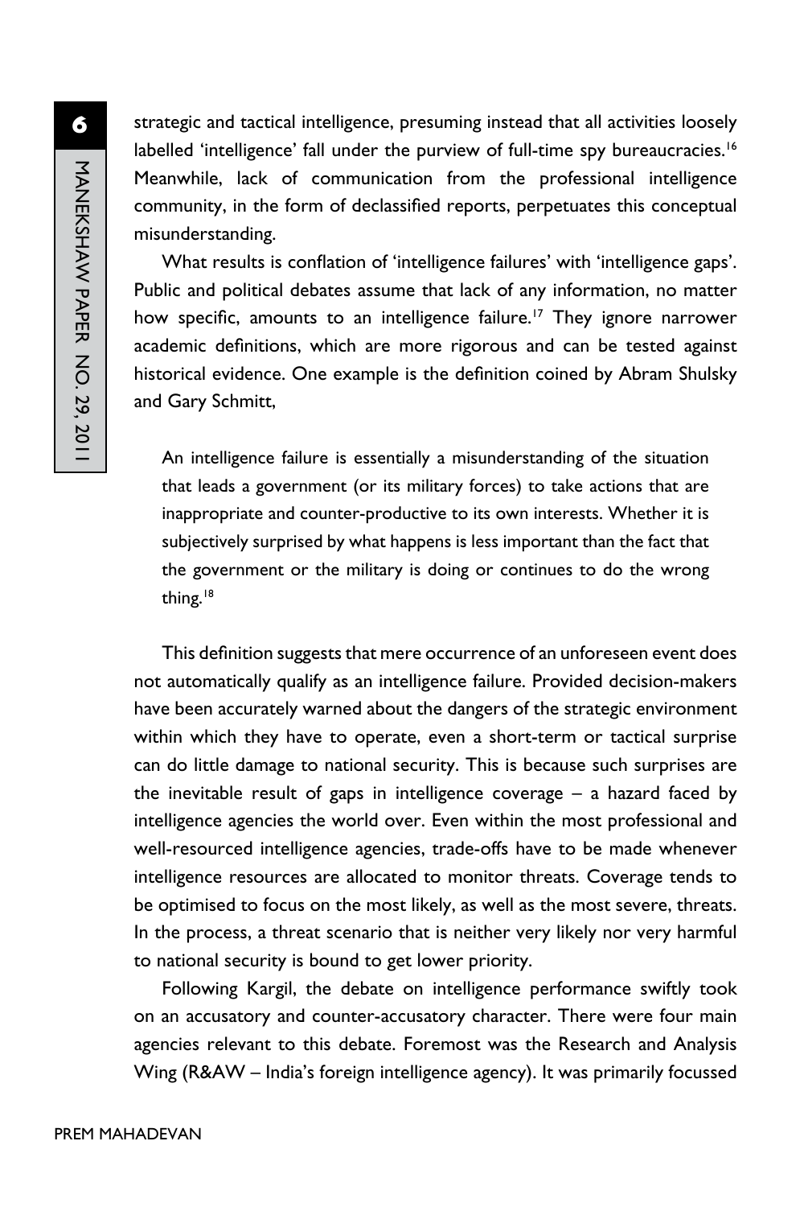strategic and tactical intelligence, presuming instead that all activities loosely labelled 'intelligence' fall under the purview of full-time spy bureaucracies.[16] Meanwhile, lack of communication from the professional intelligence community, in the form of declassified reports, perpetuates this conceptual misunderstanding.

What results is conflation of 'intelligence failures' with 'intelligence gaps'. Public and political debates assume that lack of any information, no matter how specific, amounts to an intelligence failure.[17] They ignore narrower academic definitions, which are more rigorous and can be tested against historical evidence. One example is the definition coined by Abram Shulsky and Gary Schmitt,

> An intelligence failure is essentially a misunderstanding of the situation that leads a government (or its military forces) to take actions that are inappropriate and counter-productive to its own interests. Whether it is subjectively surprised by what happens is less important than the fact that the government or the military is doing or continues to do the wrong thing.[18]

This definition suggests that mere occurrence of an unforeseen event does not automatically qualify as an intelligence failure. Provided decision-makers have been accurately warned about the dangers of the strategic environment within which they have to operate, even a short-term or tactical surprise can do little damage to national security. This is because such surprises are the inevitable result of gaps in intelligence coverage – a hazard faced by intelligence agencies the world over. Even within the most professional and well-resourced intelligence agencies, trade-offs have to be made whenever intelligence resources are allocated to monitor threats. Coverage tends to be optimised to focus on the most likely, as well as the most severe, threats. In the process, a threat scenario that is neither very likely nor very harmful to national security is bound to get lower priority.

Following Kargil, the debate on intelligence performance swiftly took on an accusatory and counter-accusatory character. There were four main agencies relevant to this debate. Foremost was the Research and Analysis Wing (R&AW – India's foreign intelligence agency). It was primarily focussed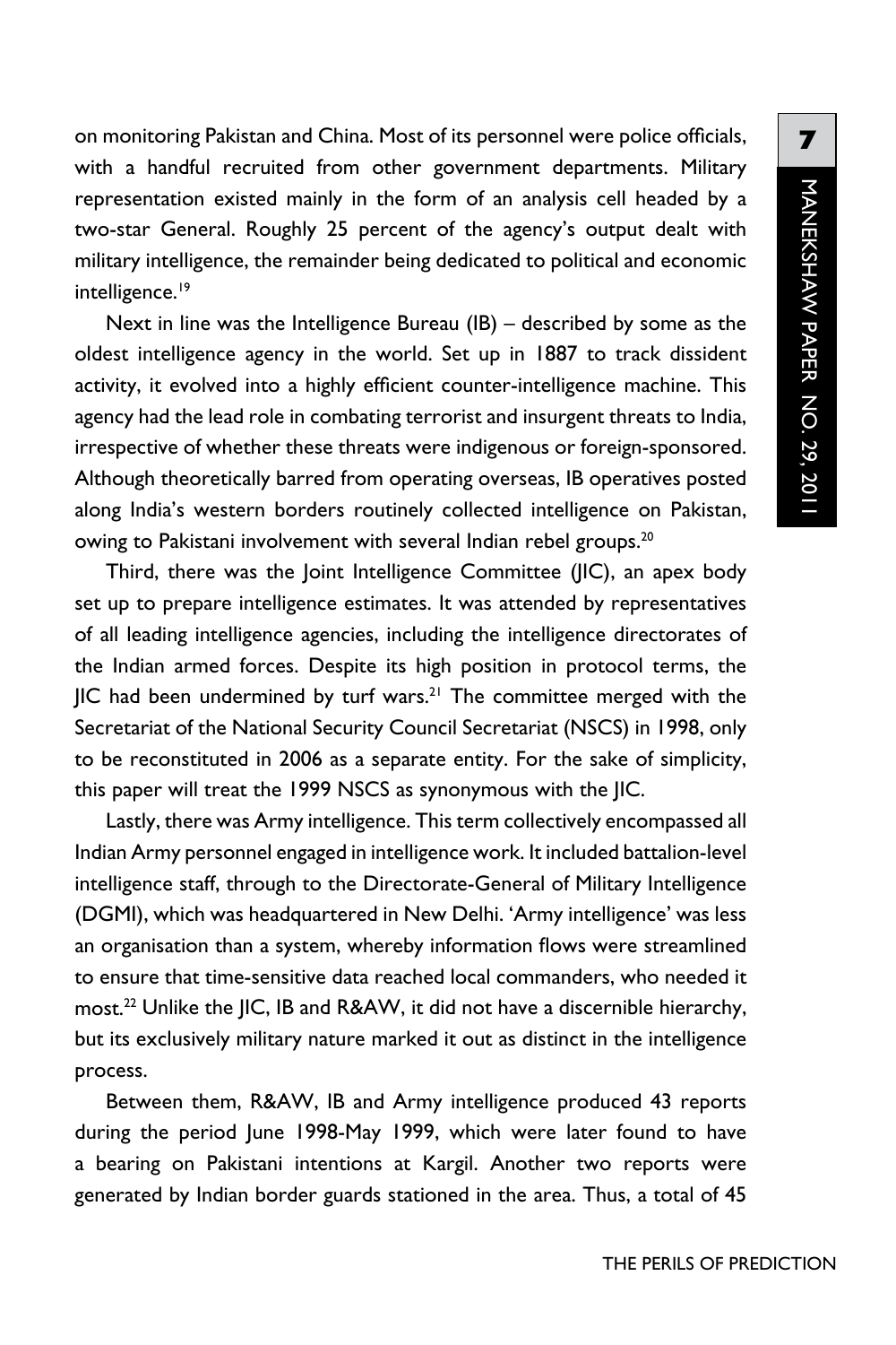on monitoring Pakistan and China. Most of its personnel were police officials, with a handful recruited from other government departments. Military representation existed mainly in the form of an analysis cell headed by a two-star General. Roughly 25 percent of the agency's output dealt with military intelligence, the remainder being dedicated to political and economic intelligence.[19]

Next in line was the Intelligence Bureau (IB) – described by some as the oldest intelligence agency in the world. Set up in 1887 to track dissident activity, it evolved into a highly efficient counter-intelligence machine. This agency had the lead role in combating terrorist and insurgent threats to India, irrespective of whether these threats were indigenous or foreign-sponsored. Although theoretically barred from operating overseas, IB operatives posted along India's western borders routinely collected intelligence on Pakistan, owing to Pakistani involvement with several Indian rebel groups.[20]

Third, there was the Joint Intelligence Committee (JIC), an apex body set up to prepare intelligence estimates. It was attended by representatives of all leading intelligence agencies, including the intelligence directorates of the Indian armed forces. Despite its high position in protocol terms, the JIC had been undermined by turf wars.[21] The committee merged with the Secretariat of the National Security Council Secretariat (NSCS) in 1998, only to be reconstituted in 2006 as a separate entity. For the sake of simplicity, this paper will treat the 1999 NSCS as synonymous with the JIC.

Lastly, there was Army intelligence. This term collectively encompassed all Indian Army personnel engaged in intelligence work. It included battalion-level intelligence staff, through to the Directorate-General of Military Intelligence (DGMI), which was headquartered in New Delhi. 'Army intelligence' was less an organisation than a system, whereby information flows were streamlined to ensure that time-sensitive data reached local commanders, who needed it most.[22] Unlike the JIC, IB and R&AW, it did not have a discernible hierarchy, but its exclusively military nature marked it out as distinct in the intelligence process.

Between them, R&AW, IB and Army intelligence produced 43 reports during the period June 1998-May 1999, which were later found to have a bearing on Pakistani intentions at Kargil. Another two reports were generated by Indian border guards stationed in the area. Thus, a total of 45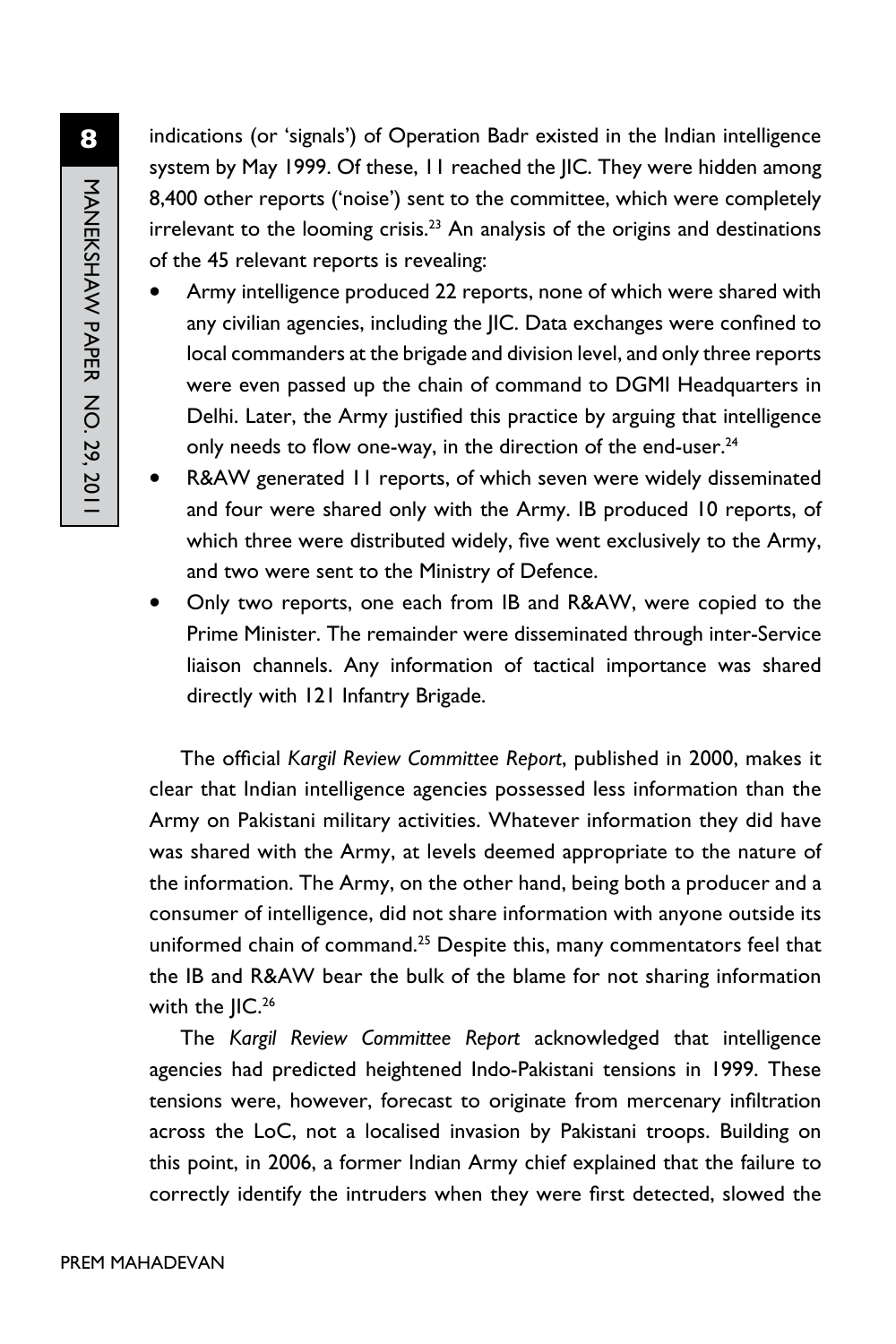indications (or 'signals') of Operation Badr existed in the Indian intelligence system by May 1999. Of these, 11 reached the JIC. They were hidden among 8,400 other reports ('noise') sent to the committee, which were completely irrelevant to the looming crisis.[23] An analysis of the origins and destinations of the 45 relevant reports is revealing:

- Army intelligence produced 22 reports, none of which were shared with any civilian agencies, including the JIC. Data exchanges were confined to local commanders at the brigade and division level, and only three reports were even passed up the chain of command to DGMI Headquarters in Delhi. Later, the Army justified this practice by arguing that intelligence only needs to flow one-way, in the direction of the end-user.[24]
- R&AW generated 11 reports, of which seven were widely disseminated and four were shared only with the Army. IB produced 10 reports, of which three were distributed widely, five went exclusively to the Army, and two were sent to the Ministry of Defence.
- Only two reports, one each from IB and R&AW, were copied to the Prime Minister. The remainder were disseminated through inter-Service liaison channels. Any information of tactical importance was shared directly with 121 Infantry Brigade.

The official *Kargil Review Committee Report*, published in 2000, makes it clear that Indian intelligence agencies possessed less information than the Army on Pakistani military activities. Whatever information they did have was shared with the Army, at levels deemed appropriate to the nature of the information. The Army, on the other hand, being both a producer and a consumer of intelligence, did not share information with anyone outside its uniformed chain of command.[25] Despite this, many commentators feel that the IB and R&AW bear the bulk of the blame for not sharing information with the JIC.[26]

The *Kargil Review Committee Report* acknowledged that intelligence agencies had predicted heightened Indo-Pakistani tensions in 1999. These tensions were, however, forecast to originate from mercenary infiltration across the LoC, not a localised invasion by Pakistani troops. Building on this point, in 2006, a former Indian Army chief explained that the failure to correctly identify the intruders when they were first detected, slowed the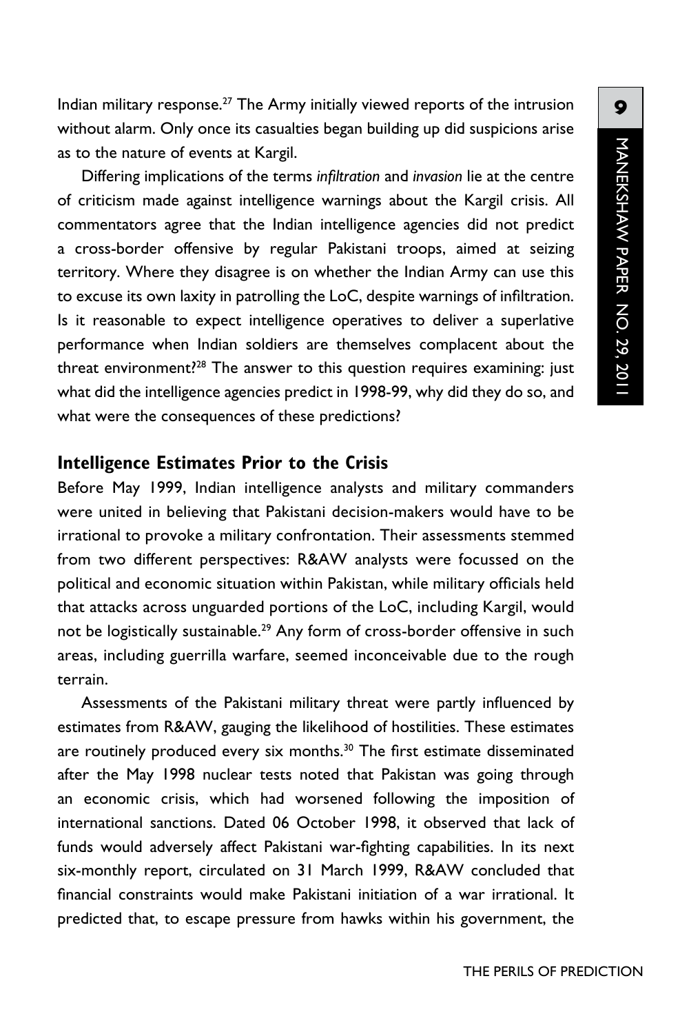Indian military response.[27] The Army initially viewed reports of the intrusion without alarm. Only once its casualties began building up did suspicions arise as to the nature of events at Kargil.

Differing implications of the terms *infiltration* and *invasion* lie at the centre of criticism made against intelligence warnings about the Kargil crisis. All commentators agree that the Indian intelligence agencies did not predict a cross-border offensive by regular Pakistani troops, aimed at seizing territory. Where they disagree is on whether the Indian Army can use this to excuse its own laxity in patrolling the LoC, despite warnings of infiltration. Is it reasonable to expect intelligence operatives to deliver a superlative performance when Indian soldiers are themselves complacent about the threat environment?[28] The answer to this question requires examining: just what did the intelligence agencies predict in 1998-99, why did they do so, and what were the consequences of these predictions?

## Intelligence Estimates Prior to the Crisis

Before May 1999, Indian intelligence analysts and military commanders were united in believing that Pakistani decision-makers would have to be irrational to provoke a military confrontation. Their assessments stemmed from two different perspectives: R&AW analysts were focussed on the political and economic situation within Pakistan, while military officials held that attacks across unguarded portions of the LoC, including Kargil, would not be logistically sustainable.[29] Any form of cross-border offensive in such areas, including guerrilla warfare, seemed inconceivable due to the rough terrain.

Assessments of the Pakistani military threat were partly influenced by estimates from R&AW, gauging the likelihood of hostilities. These estimates are routinely produced every six months.[30] The first estimate disseminated after the May 1998 nuclear tests noted that Pakistan was going through an economic crisis, which had worsened following the imposition of international sanctions. Dated 06 October 1998, it observed that lack of funds would adversely affect Pakistani war-fighting capabilities. In its next six-monthly report, circulated on 31 March 1999, R&AW concluded that financial constraints would make Pakistani initiation of a war irrational. It predicted that, to escape pressure from hawks within his government, the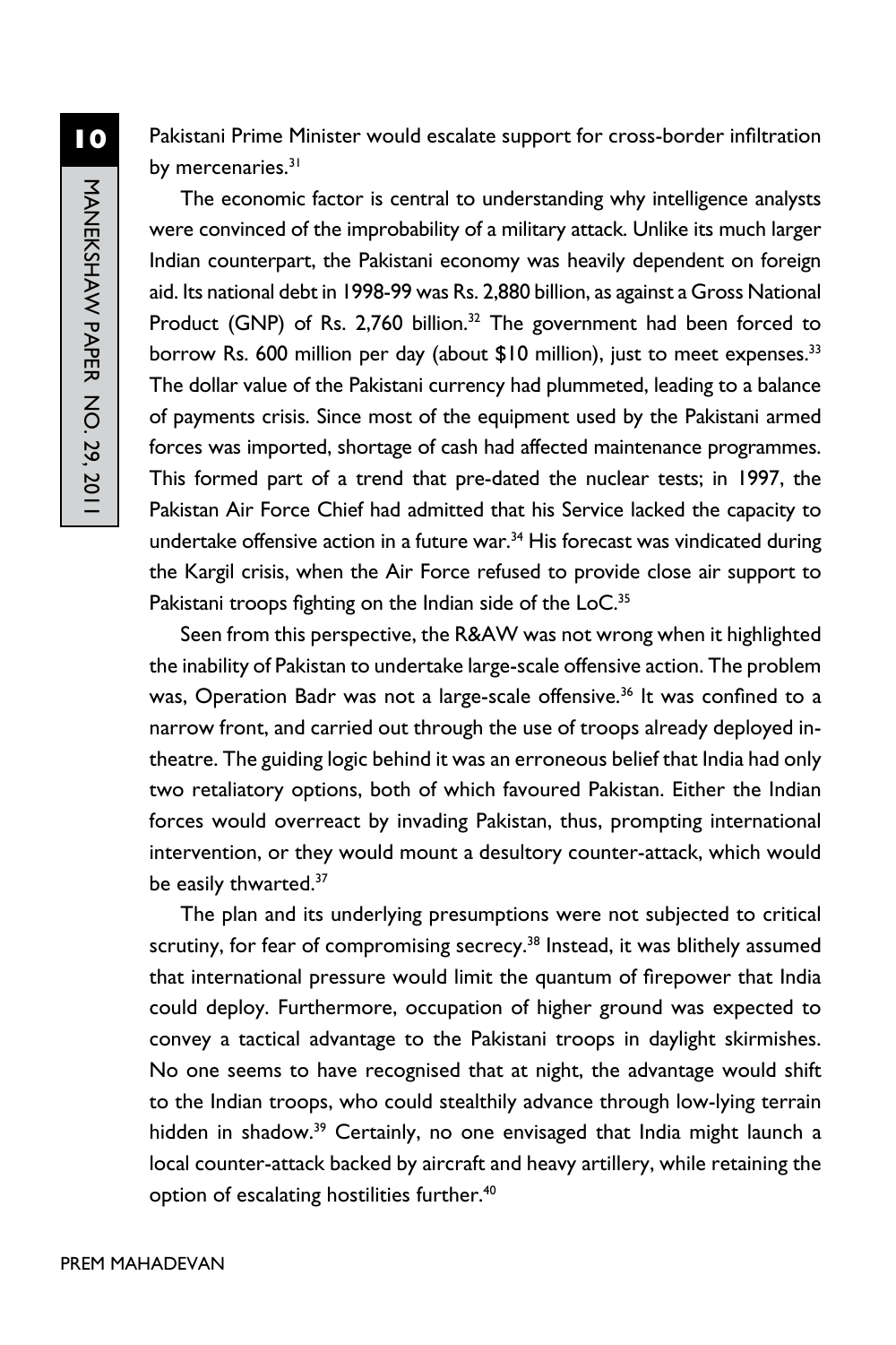Pakistani Prime Minister would escalate support for cross-border infiltration by mercenaries.[31]

The economic factor is central to understanding why intelligence analysts were convinced of the improbability of a military attack. Unlike its much larger Indian counterpart, the Pakistani economy was heavily dependent on foreign aid. Its national debt in 1998-99 was Rs. 2,880 billion, as against a Gross National Product (GNP) of Rs. 2,760 billion.[32] The government had been forced to borrow Rs. 600 million per day (about $10 million), just to meet expenses.[33] The dollar value of the Pakistani currency had plummeted, leading to a balance of payments crisis. Since most of the equipment used by the Pakistani armed forces was imported, shortage of cash had affected maintenance programmes. This formed part of a trend that pre-dated the nuclear tests; in 1997, the Pakistan Air Force Chief had admitted that his Service lacked the capacity to undertake offensive action in a future war.[34] His forecast was vindicated during the Kargil crisis, when the Air Force refused to provide close air support to Pakistani troops fighting on the Indian side of the LoC.[35]

Seen from this perspective, the R&AW was not wrong when it highlighted the inability of Pakistan to undertake large-scale offensive action. The problem was, Operation Badr was not a large-scale offensive.[36] It was confined to a narrow front, and carried out through the use of troops already deployed in-theatre. The guiding logic behind it was an erroneous belief that India had only two retaliatory options, both of which favoured Pakistan. Either the Indian forces would overreact by invading Pakistan, thus, prompting international intervention, or they would mount a desultory counter-attack, which would be easily thwarted.[37]

The plan and its underlying presumptions were not subjected to critical scrutiny, for fear of compromising secrecy.[38] Instead, it was blithely assumed that international pressure would limit the quantum of firepower that India could deploy. Furthermore, occupation of higher ground was expected to convey a tactical advantage to the Pakistani troops in daylight skirmishes. No one seems to have recognised that at night, the advantage would shift to the Indian troops, who could stealthily advance through low-lying terrain hidden in shadow.[39] Certainly, no one envisaged that India might launch a local counter-attack backed by aircraft and heavy artillery, while retaining the option of escalating hostilities further.[40]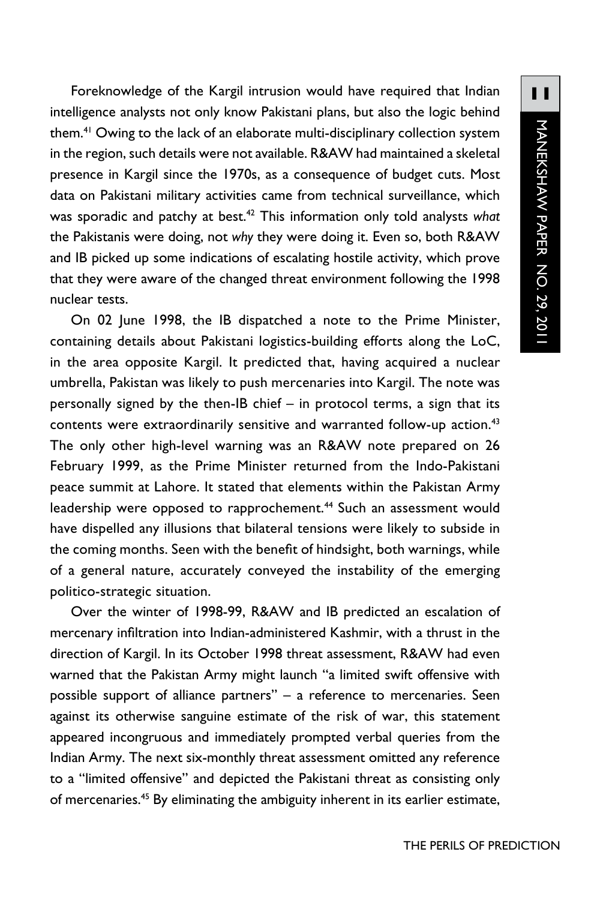Foreknowledge of the Kargil intrusion would have required that Indian intelligence analysts not only know Pakistani plans, but also the logic behind them.[41] Owing to the lack of an elaborate multi-disciplinary collection system in the region, such details were not available. R&AW had maintained a skeletal presence in Kargil since the 1970s, as a consequence of budget cuts. Most data on Pakistani military activities came from technical surveillance, which was sporadic and patchy at best.[42] This information only told analysts *what* the Pakistanis were doing, not *why* they were doing it. Even so, both R&AW and IB picked up some indications of escalating hostile activity, which prove that they were aware of the changed threat environment following the 1998 nuclear tests.

On 02 June 1998, the IB dispatched a note to the Prime Minister, containing details about Pakistani logistics-building efforts along the LoC, in the area opposite Kargil. It predicted that, having acquired a nuclear umbrella, Pakistan was likely to push mercenaries into Kargil. The note was personally signed by the then-IB chief – in protocol terms, a sign that its contents were extraordinarily sensitive and warranted follow-up action.[43] The only other high-level warning was an R&AW note prepared on 26 February 1999, as the Prime Minister returned from the Indo-Pakistani peace summit at Lahore. It stated that elements within the Pakistan Army leadership were opposed to rapprochement.[44] Such an assessment would have dispelled any illusions that bilateral tensions were likely to subside in the coming months. Seen with the benefit of hindsight, both warnings, while of a general nature, accurately conveyed the instability of the emerging politico-strategic situation.

Over the winter of 1998-99, R&AW and IB predicted an escalation of mercenary infiltration into Indian-administered Kashmir, with a thrust in the direction of Kargil. In its October 1998 threat assessment, R&AW had even warned that the Pakistan Army might launch "a limited swift offensive with possible support of alliance partners" – a reference to mercenaries. Seen against its otherwise sanguine estimate of the risk of war, this statement appeared incongruous and immediately prompted verbal queries from the Indian Army. The next six-monthly threat assessment omitted any reference to a "limited offensive" and depicted the Pakistani threat as consisting only of mercenaries.[45] By eliminating the ambiguity inherent in its earlier estimate,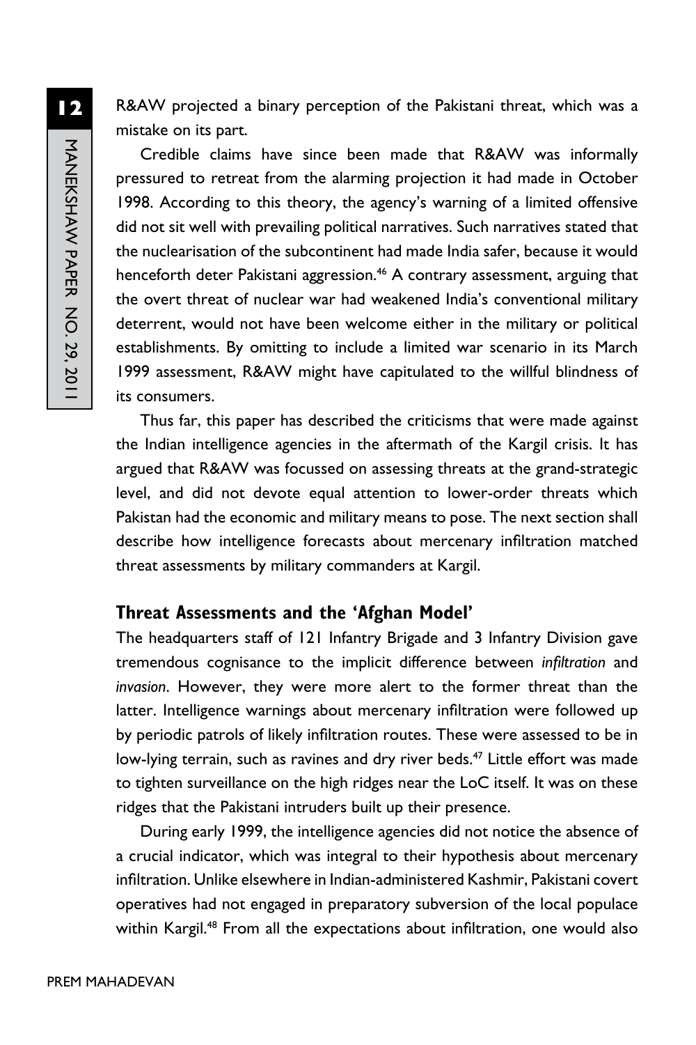R&AW projected a binary perception of the Pakistani threat, which was a mistake on its part.

Credible claims have since been made that R&AW was informally pressured to retreat from the alarming projection it had made in October 1998. According to this theory, the agency's warning of a limited offensive did not sit well with prevailing political narratives. Such narratives stated that the nuclearisation of the subcontinent had made India safer, because it would henceforth deter Pakistani aggression.[46] A contrary assessment, arguing that the overt threat of nuclear war had weakened India's conventional military deterrent, would not have been welcome either in the military or political establishments. By omitting to include a limited war scenario in its March 1999 assessment, R&AW might have capitulated to the willful blindness of its consumers.

Thus far, this paper has described the criticisms that were made against the Indian intelligence agencies in the aftermath of the Kargil crisis. It has argued that R&AW was focussed on assessing threats at the grand-strategic level, and did not devote equal attention to lower-order threats which Pakistan had the economic and military means to pose. The next section shall describe how intelligence forecasts about mercenary infiltration matched threat assessments by military commanders at Kargil.

## Threat Assessments and the 'Afghan Model'

The headquarters staff of 121 Infantry Brigade and 3 Infantry Division gave tremendous cognisance to the implicit difference between *infiltration* and *invasion*. However, they were more alert to the former threat than the latter. Intelligence warnings about mercenary infiltration were followed up by periodic patrols of likely infiltration routes. These were assessed to be in low-lying terrain, such as ravines and dry river beds.[47] Little effort was made to tighten surveillance on the high ridges near the LoC itself. It was on these ridges that the Pakistani intruders built up their presence.

During early 1999, the intelligence agencies did not notice the absence of a crucial indicator, which was integral to their hypothesis about mercenary infiltration. Unlike elsewhere in Indian-administered Kashmir, Pakistani covert operatives had not engaged in preparatory subversion of the local populace within Kargil.[48] From all the expectations about infiltration, one would also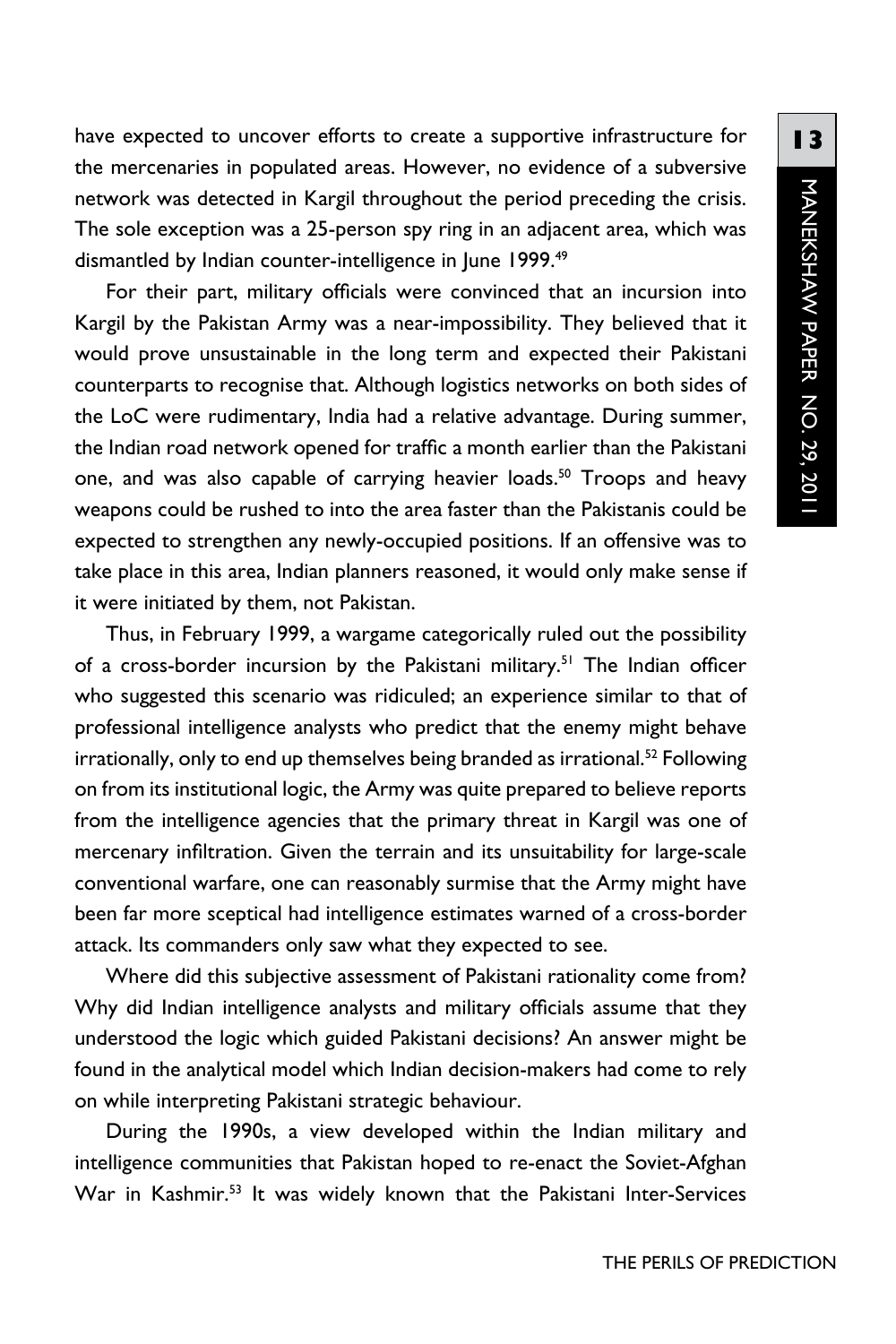have expected to uncover efforts to create a supportive infrastructure for the mercenaries in populated areas. However, no evidence of a subversive network was detected in Kargil throughout the period preceding the crisis. The sole exception was a 25-person spy ring in an adjacent area, which was dismantled by Indian counter-intelligence in June 1999.[49]

For their part, military officials were convinced that an incursion into Kargil by the Pakistan Army was a near-impossibility. They believed that it would prove unsustainable in the long term and expected their Pakistani counterparts to recognise that. Although logistics networks on both sides of the LoC were rudimentary, India had a relative advantage. During summer, the Indian road network opened for traffic a month earlier than the Pakistani one, and was also capable of carrying heavier loads.[50] Troops and heavy weapons could be rushed to into the area faster than the Pakistanis could be expected to strengthen any newly-occupied positions. If an offensive was to take place in this area, Indian planners reasoned, it would only make sense if it were initiated by them, not Pakistan.

Thus, in February 1999, a wargame categorically ruled out the possibility of a cross-border incursion by the Pakistani military.[51] The Indian officer who suggested this scenario was ridiculed; an experience similar to that of professional intelligence analysts who predict that the enemy might behave irrationally, only to end up themselves being branded as irrational.[52] Following on from its institutional logic, the Army was quite prepared to believe reports from the intelligence agencies that the primary threat in Kargil was one of mercenary infiltration. Given the terrain and its unsuitability for large-scale conventional warfare, one can reasonably surmise that the Army might have been far more sceptical had intelligence estimates warned of a cross-border attack. Its commanders only saw what they expected to see.

Where did this subjective assessment of Pakistani rationality come from? Why did Indian intelligence analysts and military officials assume that they understood the logic which guided Pakistani decisions? An answer might be found in the analytical model which Indian decision-makers had come to rely on while interpreting Pakistani strategic behaviour.

During the 1990s, a view developed within the Indian military and intelligence communities that Pakistan hoped to re-enact the Soviet-Afghan War in Kashmir.[53] It was widely known that the Pakistani Inter-Services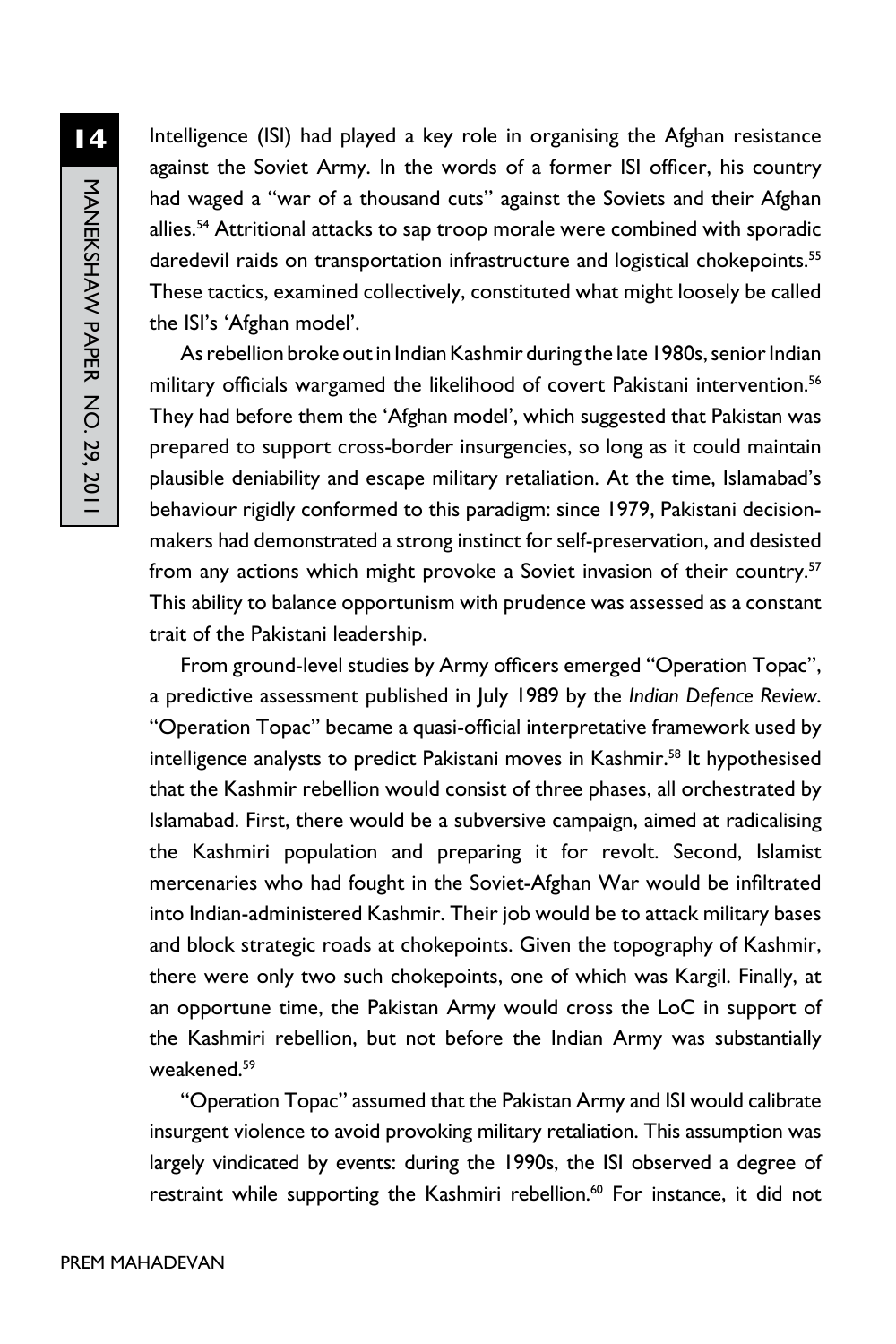Intelligence (ISI) had played a key role in organising the Afghan resistance against the Soviet Army. In the words of a former ISI officer, his country had waged a "war of a thousand cuts" against the Soviets and their Afghan allies.[54] Attritional attacks to sap troop morale were combined with sporadic daredevil raids on transportation infrastructure and logistical chokepoints.[55] These tactics, examined collectively, constituted what might loosely be called the ISI's 'Afghan model'.

As rebellion broke out in Indian Kashmir during the late 1980s, senior Indian military officials wargamed the likelihood of covert Pakistani intervention.[56] They had before them the 'Afghan model', which suggested that Pakistan was prepared to support cross-border insurgencies, so long as it could maintain plausible deniability and escape military retaliation. At the time, Islamabad's behaviour rigidly conformed to this paradigm: since 1979, Pakistani decision-makers had demonstrated a strong instinct for self-preservation, and desisted from any actions which might provoke a Soviet invasion of their country.[57] This ability to balance opportunism with prudence was assessed as a constant trait of the Pakistani leadership.

From ground-level studies by Army officers emerged "Operation Topac", a predictive assessment published in July 1989 by the *Indian Defence Review*. "Operation Topac" became a quasi-official interpretative framework used by intelligence analysts to predict Pakistani moves in Kashmir.[58] It hypothesised that the Kashmir rebellion would consist of three phases, all orchestrated by Islamabad. First, there would be a subversive campaign, aimed at radicalising the Kashmiri population and preparing it for revolt. Second, Islamist mercenaries who had fought in the Soviet-Afghan War would be infiltrated into Indian-administered Kashmir. Their job would be to attack military bases and block strategic roads at chokepoints. Given the topography of Kashmir, there were only two such chokepoints, one of which was Kargil. Finally, at an opportune time, the Pakistan Army would cross the LoC in support of the Kashmiri rebellion, but not before the Indian Army was substantially weakened.[59]

"Operation Topac" assumed that the Pakistan Army and ISI would calibrate insurgent violence to avoid provoking military retaliation. This assumption was largely vindicated by events: during the 1990s, the ISI observed a degree of restraint while supporting the Kashmiri rebellion.[60] For instance, it did not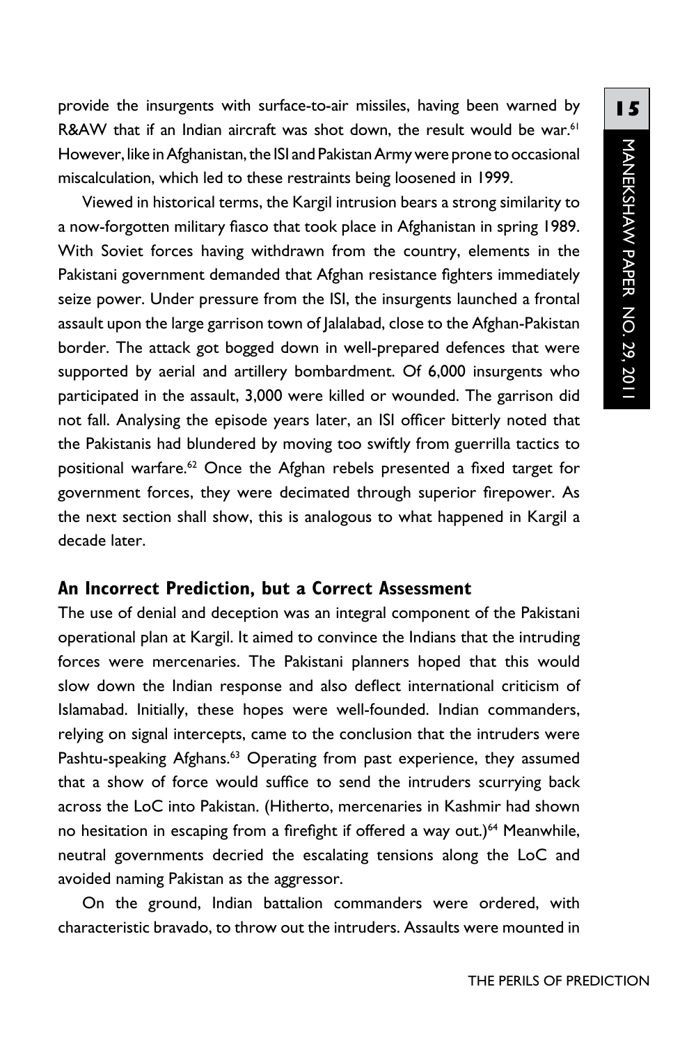provide the insurgents with surface-to-air missiles, having been warned by R&AW that if an Indian aircraft was shot down, the result would be war.[61] However, like in Afghanistan, the ISI and Pakistan Army were prone to occasional miscalculation, which led to these restraints being loosened in 1999.

Viewed in historical terms, the Kargil intrusion bears a strong similarity to a now-forgotten military fiasco that took place in Afghanistan in spring 1989. With Soviet forces having withdrawn from the country, elements in the Pakistani government demanded that Afghan resistance fighters immediately seize power. Under pressure from the ISI, the insurgents launched a frontal assault upon the large garrison town of Jalalabad, close to the Afghan-Pakistan border. The attack got bogged down in well-prepared defences that were supported by aerial and artillery bombardment. Of 6,000 insurgents who participated in the assault, 3,000 were killed or wounded. The garrison did not fall. Analysing the episode years later, an ISI officer bitterly noted that the Pakistanis had blundered by moving too swiftly from guerrilla tactics to positional warfare.[62] Once the Afghan rebels presented a fixed target for government forces, they were decimated through superior firepower. As the next section shall show, this is analogous to what happened in Kargil a decade later.

## An Incorrect Prediction, but a Correct Assessment

The use of denial and deception was an integral component of the Pakistani operational plan at Kargil. It aimed to convince the Indians that the intruding forces were mercenaries. The Pakistani planners hoped that this would slow down the Indian response and also deflect international criticism of Islamabad. Initially, these hopes were well-founded. Indian commanders, relying on signal intercepts, came to the conclusion that the intruders were Pashtu-speaking Afghans.[63] Operating from past experience, they assumed that a show of force would suffice to send the intruders scurrying back across the LoC into Pakistan. (Hitherto, mercenaries in Kashmir had shown no hesitation in escaping from a firefight if offered a way out.)[64] Meanwhile, neutral governments decried the escalating tensions along the LoC and avoided naming Pakistan as the aggressor.

On the ground, Indian battalion commanders were ordered, with characteristic bravado, to throw out the intruders. Assaults were mounted in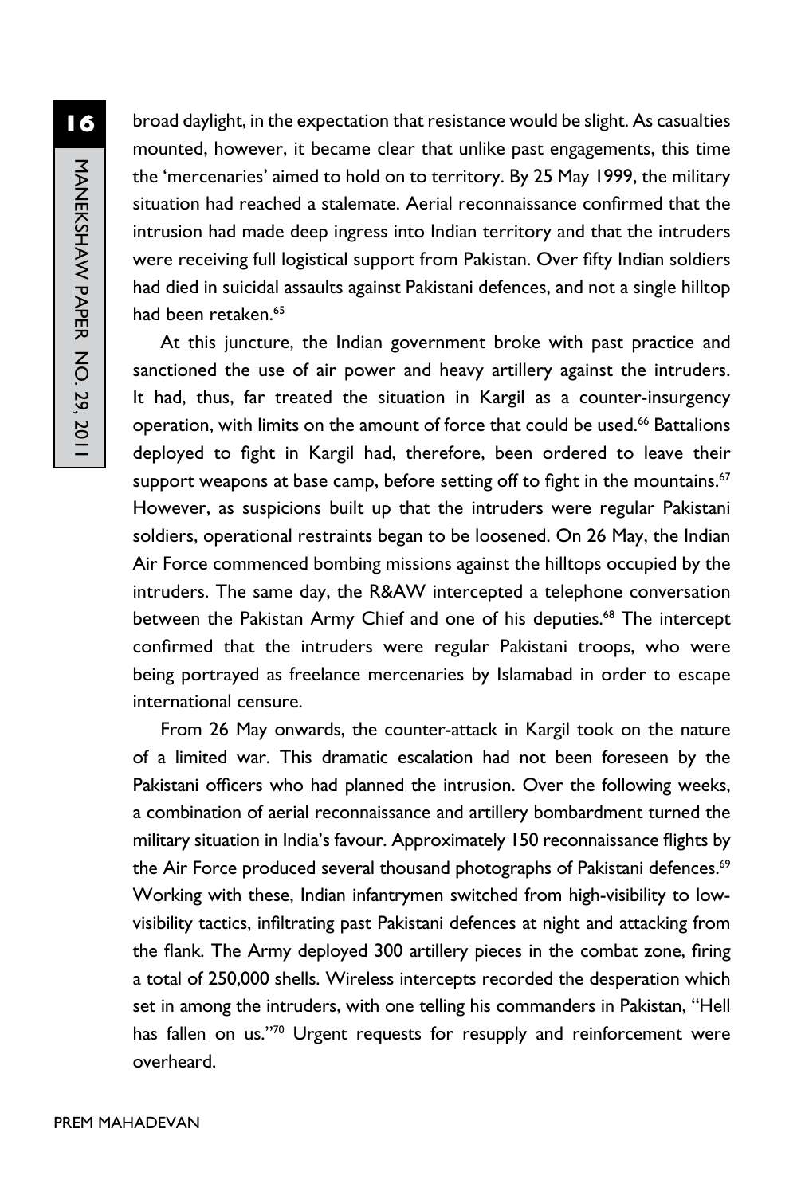broad daylight, in the expectation that resistance would be slight. As casualties mounted, however, it became clear that unlike past engagements, this time the 'mercenaries' aimed to hold on to territory. By 25 May 1999, the military situation had reached a stalemate. Aerial reconnaissance confirmed that the intrusion had made deep ingress into Indian territory and that the intruders were receiving full logistical support from Pakistan. Over fifty Indian soldiers had died in suicidal assaults against Pakistani defences, and not a single hilltop had been retaken.[65]

At this juncture, the Indian government broke with past practice and sanctioned the use of air power and heavy artillery against the intruders. It had, thus, far treated the situation in Kargil as a counter-insurgency operation, with limits on the amount of force that could be used.[66] Battalions deployed to fight in Kargil had, therefore, been ordered to leave their support weapons at base camp, before setting off to fight in the mountains.[67] However, as suspicions built up that the intruders were regular Pakistani soldiers, operational restraints began to be loosened. On 26 May, the Indian Air Force commenced bombing missions against the hilltops occupied by the intruders. The same day, the R&AW intercepted a telephone conversation between the Pakistan Army Chief and one of his deputies.[68] The intercept confirmed that the intruders were regular Pakistani troops, who were being portrayed as freelance mercenaries by Islamabad in order to escape international censure.

From 26 May onwards, the counter-attack in Kargil took on the nature of a limited war. This dramatic escalation had not been foreseen by the Pakistani officers who had planned the intrusion. Over the following weeks, a combination of aerial reconnaissance and artillery bombardment turned the military situation in India's favour. Approximately 150 reconnaissance flights by the Air Force produced several thousand photographs of Pakistani defences.[69] Working with these, Indian infantrymen switched from high-visibility to low-visibility tactics, infiltrating past Pakistani defences at night and attacking from the flank. The Army deployed 300 artillery pieces in the combat zone, firing a total of 250,000 shells. Wireless intercepts recorded the desperation which set in among the intruders, with one telling his commanders in Pakistan, "Hell has fallen on us."[70] Urgent requests for resupply and reinforcement were overheard.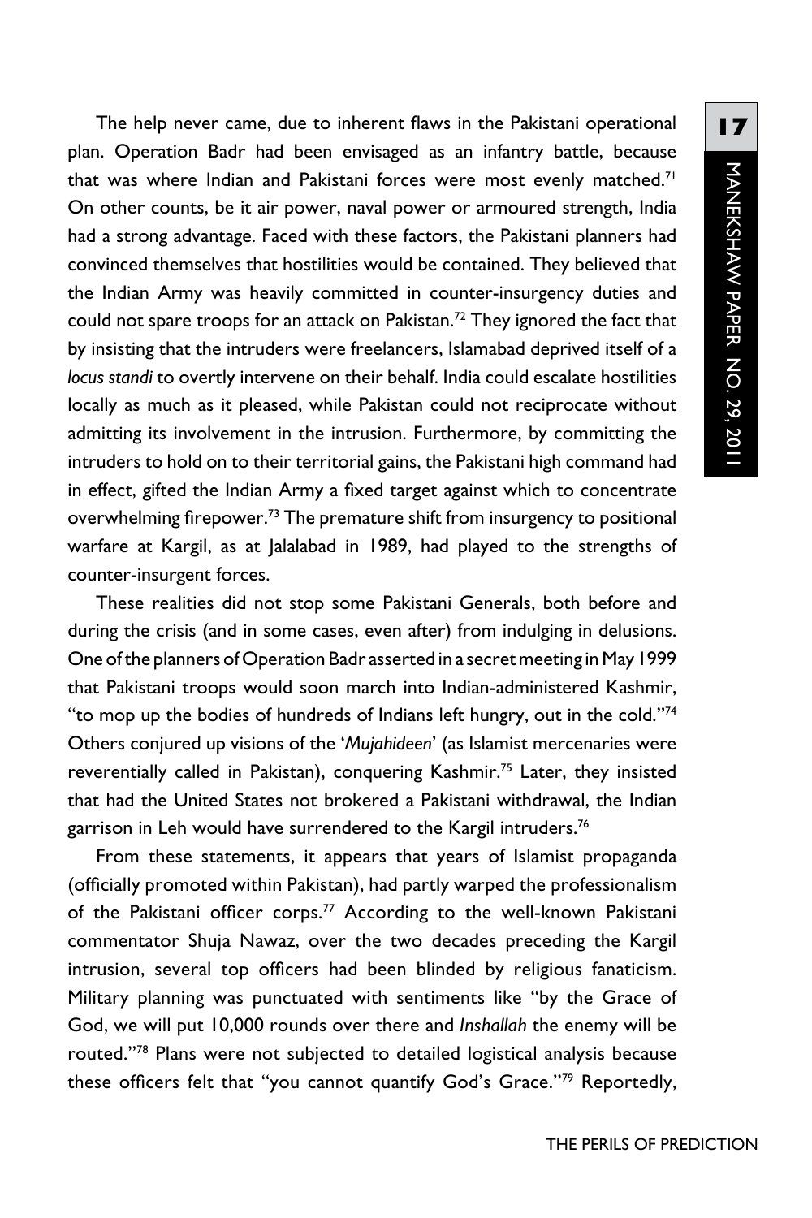The help never came, due to inherent flaws in the Pakistani operational plan. Operation Badr had been envisaged as an infantry battle, because that was where Indian and Pakistani forces were most evenly matched.[71] On other counts, be it air power, naval power or armoured strength, India had a strong advantage. Faced with these factors, the Pakistani planners had convinced themselves that hostilities would be contained. They believed that the Indian Army was heavily committed in counter-insurgency duties and could not spare troops for an attack on Pakistan.[72] They ignored the fact that by insisting that the intruders were freelancers, Islamabad deprived itself of a *locus standi* to overtly intervene on their behalf. India could escalate hostilities locally as much as it pleased, while Pakistan could not reciprocate without admitting its involvement in the intrusion. Furthermore, by committing the intruders to hold on to their territorial gains, the Pakistani high command had in effect, gifted the Indian Army a fixed target against which to concentrate overwhelming firepower.[73] The premature shift from insurgency to positional warfare at Kargil, as at Jalalabad in 1989, had played to the strengths of counter-insurgent forces.

These realities did not stop some Pakistani Generals, both before and during the crisis (and in some cases, even after) from indulging in delusions. One of the planners of Operation Badr asserted in a secret meeting in May 1999 that Pakistani troops would soon march into Indian-administered Kashmir, "to mop up the bodies of hundreds of Indians left hungry, out in the cold."[74] Others conjured up visions of the '*Mujahideen*' (as Islamist mercenaries were reverentially called in Pakistan), conquering Kashmir.[75] Later, they insisted that had the United States not brokered a Pakistani withdrawal, the Indian garrison in Leh would have surrendered to the Kargil intruders.[76]

From these statements, it appears that years of Islamist propaganda (officially promoted within Pakistan), had partly warped the professionalism of the Pakistani officer corps.[77] According to the well-known Pakistani commentator Shuja Nawaz, over the two decades preceding the Kargil intrusion, several top officers had been blinded by religious fanaticism. Military planning was punctuated with sentiments like "by the Grace of God, we will put 10,000 rounds over there and *Inshallah* the enemy will be routed."[78] Plans were not subjected to detailed logistical analysis because these officers felt that "you cannot quantify God's Grace."[79] Reportedly,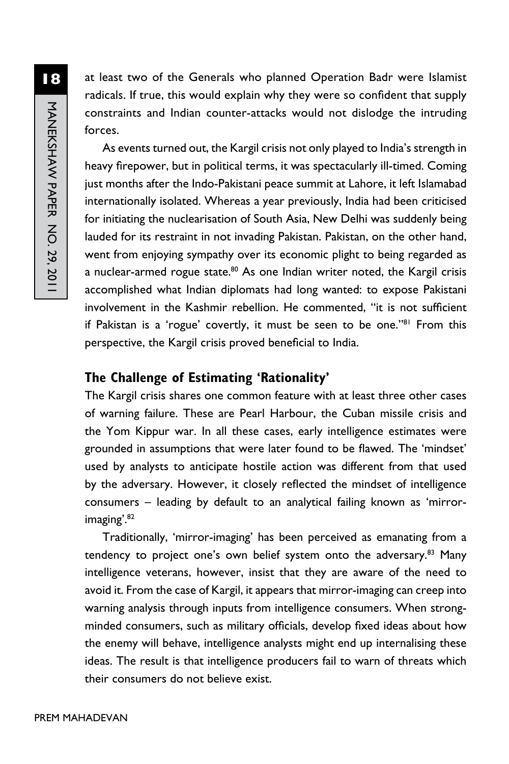at least two of the Generals who planned Operation Badr were Islamist radicals. If true, this would explain why they were so confident that supply constraints and Indian counter-attacks would not dislodge the intruding forces.

As events turned out, the Kargil crisis not only played to India's strength in heavy firepower, but in political terms, it was spectacularly ill-timed. Coming just months after the Indo-Pakistani peace summit at Lahore, it left Islamabad internationally isolated. Whereas a year previously, India had been criticised for initiating the nuclearisation of South Asia, New Delhi was suddenly being lauded for its restraint in not invading Pakistan. Pakistan, on the other hand, went from enjoying sympathy over its economic plight to being regarded as a nuclear-armed rogue state.[80] As one Indian writer noted, the Kargil crisis accomplished what Indian diplomats had long wanted: to expose Pakistani involvement in the Kashmir rebellion. He commented, "it is not sufficient if Pakistan is a 'rogue' covertly, it must be seen to be one."[81] From this perspective, the Kargil crisis proved beneficial to India.

## The Challenge of Estimating 'Rationality'

The Kargil crisis shares one common feature with at least three other cases of warning failure. These are Pearl Harbour, the Cuban missile crisis and the Yom Kippur war. In all these cases, early intelligence estimates were grounded in assumptions that were later found to be flawed. The 'mindset' used by analysts to anticipate hostile action was different from that used by the adversary. However, it closely reflected the mindset of intelligence consumers – leading by default to an analytical failing known as 'mirror-imaging'.[82]

Traditionally, 'mirror-imaging' has been perceived as emanating from a tendency to project one's own belief system onto the adversary.[83] Many intelligence veterans, however, insist that they are aware of the need to avoid it. From the case of Kargil, it appears that mirror-imaging can creep into warning analysis through inputs from intelligence consumers. When strong-minded consumers, such as military officials, develop fixed ideas about how the enemy will behave, intelligence analysts might end up internalising these ideas. The result is that intelligence producers fail to warn of threats which their consumers do not believe exist.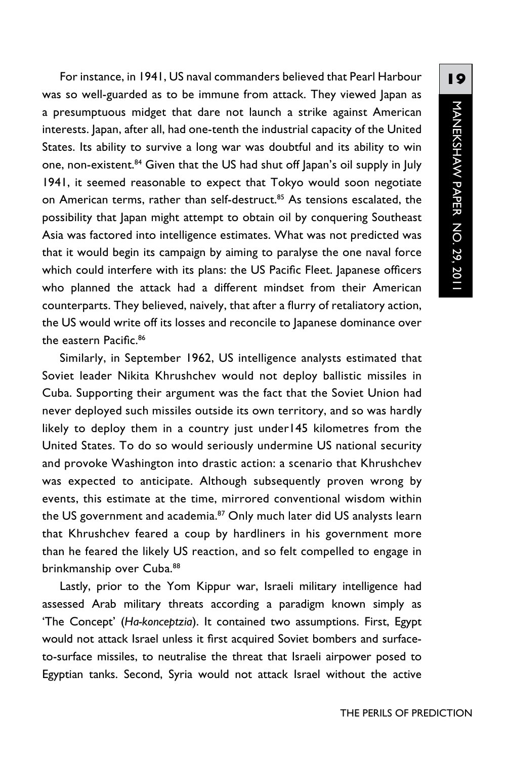For instance, in 1941, US naval commanders believed that Pearl Harbour was so well-guarded as to be immune from attack. They viewed Japan as a presumptuous midget that dare not launch a strike against American interests. Japan, after all, had one-tenth the industrial capacity of the United States. Its ability to survive a long war was doubtful and its ability to win one, non-existent.[84] Given that the US had shut off Japan's oil supply in July 1941, it seemed reasonable to expect that Tokyo would soon negotiate on American terms, rather than self-destruct.[85] As tensions escalated, the possibility that Japan might attempt to obtain oil by conquering Southeast Asia was factored into intelligence estimates. What was not predicted was that it would begin its campaign by aiming to paralyse the one naval force which could interfere with its plans: the US Pacific Fleet. Japanese officers who planned the attack had a different mindset from their American counterparts. They believed, naively, that after a flurry of retaliatory action, the US would write off its losses and reconcile to Japanese dominance over the eastern Pacific.[86]

Similarly, in September 1962, US intelligence analysts estimated that Soviet leader Nikita Khrushchev would not deploy ballistic missiles in Cuba. Supporting their argument was the fact that the Soviet Union had never deployed such missiles outside its own territory, and so was hardly likely to deploy them in a country just under145 kilometres from the United States. To do so would seriously undermine US national security and provoke Washington into drastic action: a scenario that Khrushchev was expected to anticipate. Although subsequently proven wrong by events, this estimate at the time, mirrored conventional wisdom within the US government and academia.[87] Only much later did US analysts learn that Khrushchev feared a coup by hardliners in his government more than he feared the likely US reaction, and so felt compelled to engage in brinkmanship over Cuba.[88]

Lastly, prior to the Yom Kippur war, Israeli military intelligence had assessed Arab military threats according a paradigm known simply as 'The Concept' (*Ha-konceptzia*). It contained two assumptions. First, Egypt would not attack Israel unless it first acquired Soviet bombers and surface-to-surface missiles, to neutralise the threat that Israeli airpower posed to Egyptian tanks. Second, Syria would not attack Israel without the active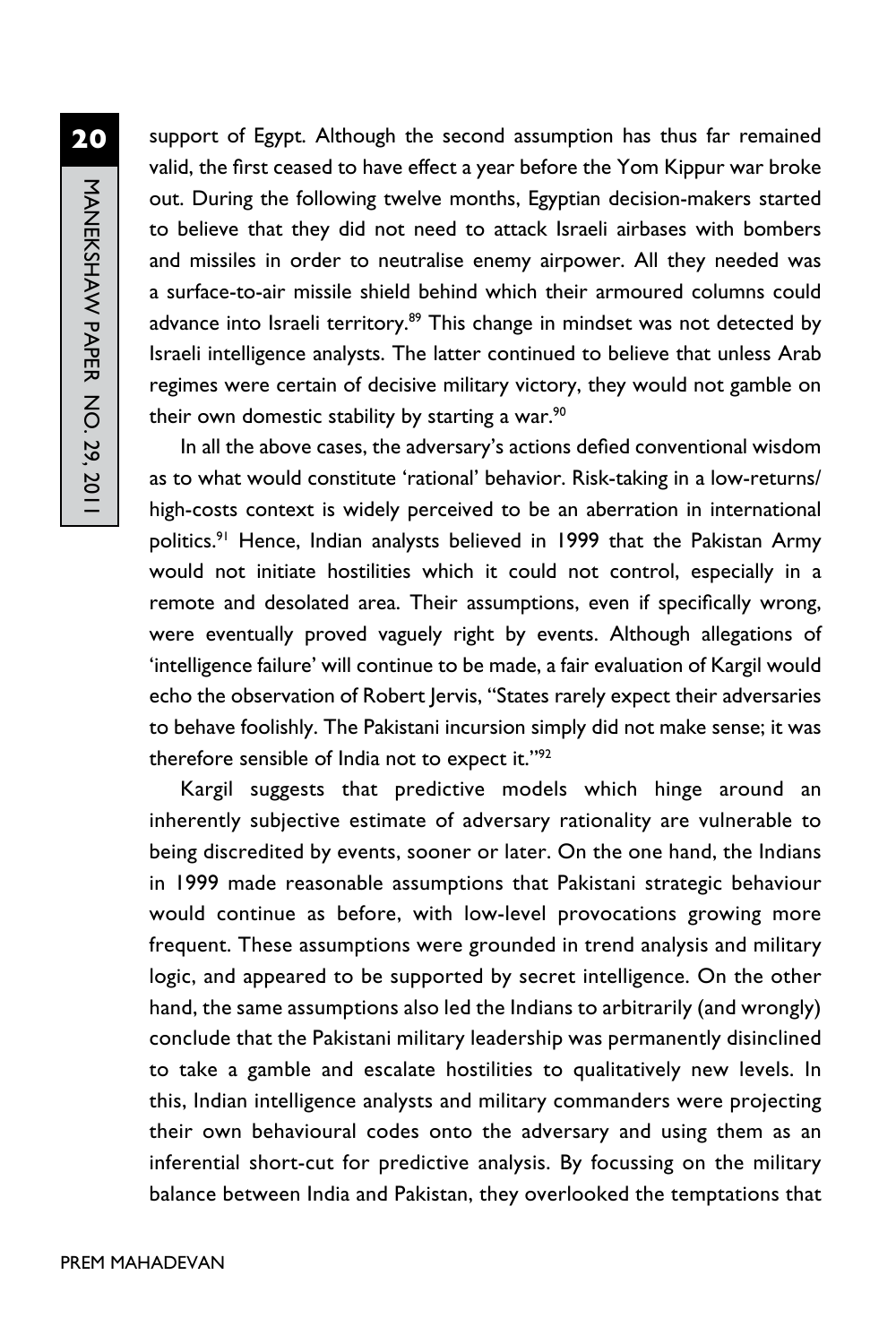support of Egypt. Although the second assumption has thus far remained valid, the first ceased to have effect a year before the Yom Kippur war broke out. During the following twelve months, Egyptian decision-makers started to believe that they did not need to attack Israeli airbases with bombers and missiles in order to neutralise enemy airpower. All they needed was a surface-to-air missile shield behind which their armoured columns could advance into Israeli territory.[89] This change in mindset was not detected by Israeli intelligence analysts. The latter continued to believe that unless Arab regimes were certain of decisive military victory, they would not gamble on their own domestic stability by starting a war.[90]

In all the above cases, the adversary's actions defied conventional wisdom as to what would constitute 'rational' behavior. Risk-taking in a low-returns/high-costs context is widely perceived to be an aberration in international politics.[91] Hence, Indian analysts believed in 1999 that the Pakistan Army would not initiate hostilities which it could not control, especially in a remote and desolated area. Their assumptions, even if specifically wrong, were eventually proved vaguely right by events. Although allegations of 'intelligence failure' will continue to be made, a fair evaluation of Kargil would echo the observation of Robert Jervis, "States rarely expect their adversaries to behave foolishly. The Pakistani incursion simply did not make sense; it was therefore sensible of India not to expect it."[92]

Kargil suggests that predictive models which hinge around an inherently subjective estimate of adversary rationality are vulnerable to being discredited by events, sooner or later. On the one hand, the Indians in 1999 made reasonable assumptions that Pakistani strategic behaviour would continue as before, with low-level provocations growing more frequent. These assumptions were grounded in trend analysis and military logic, and appeared to be supported by secret intelligence. On the other hand, the same assumptions also led the Indians to arbitrarily (and wrongly) conclude that the Pakistani military leadership was permanently disinclined to take a gamble and escalate hostilities to qualitatively new levels. In this, Indian intelligence analysts and military commanders were projecting their own behavioural codes onto the adversary and using them as an inferential short-cut for predictive analysis. By focussing on the military balance between India and Pakistan, they overlooked the temptations that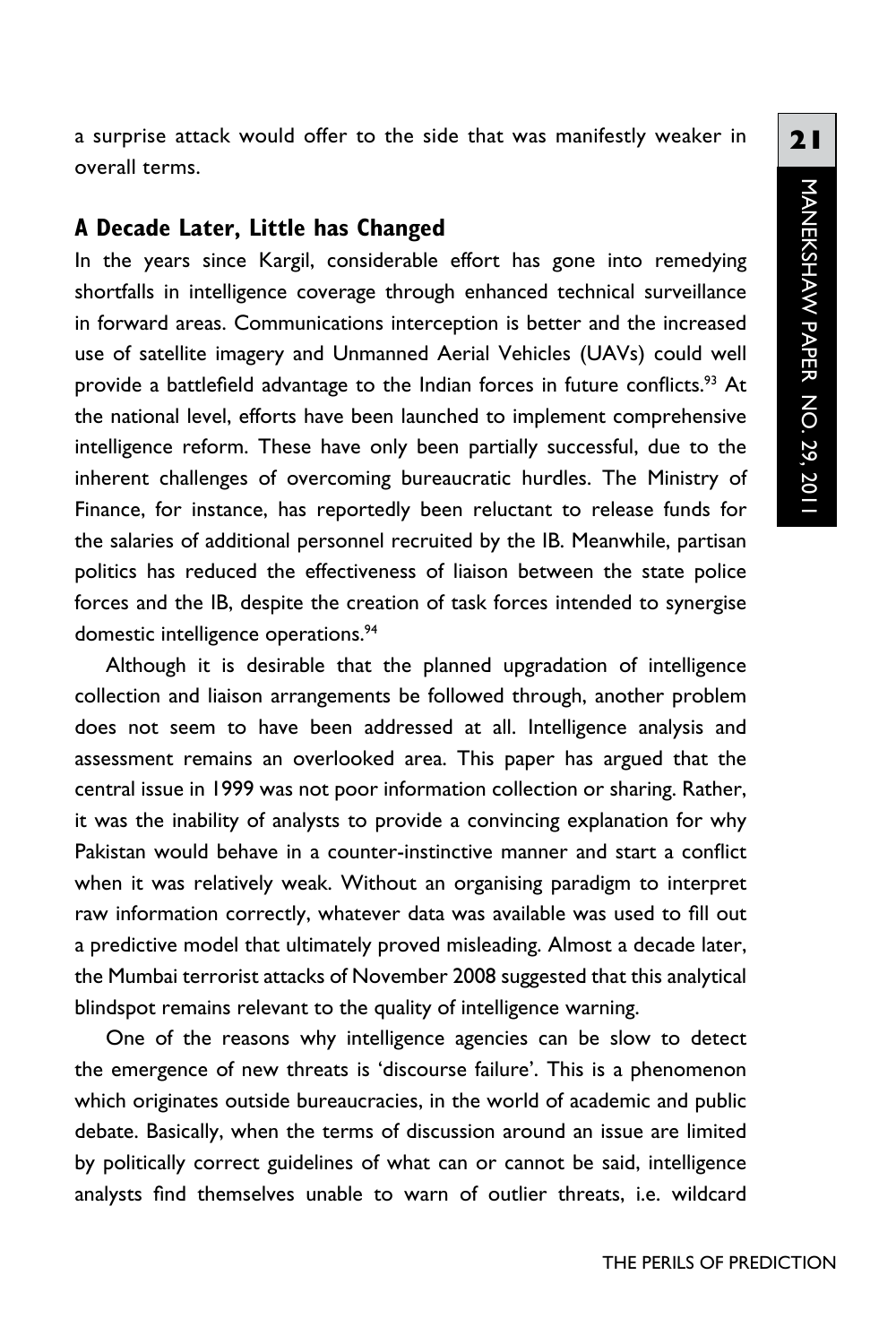a surprise attack would offer to the side that was manifestly weaker in overall terms.

## A Decade Later, Little has Changed

In the years since Kargil, considerable effort has gone into remedying shortfalls in intelligence coverage through enhanced technical surveillance in forward areas. Communications interception is better and the increased use of satellite imagery and Unmanned Aerial Vehicles (UAVs) could well provide a battlefield advantage to the Indian forces in future conflicts.[93] At the national level, efforts have been launched to implement comprehensive intelligence reform. These have only been partially successful, due to the inherent challenges of overcoming bureaucratic hurdles. The Ministry of Finance, for instance, has reportedly been reluctant to release funds for the salaries of additional personnel recruited by the IB. Meanwhile, partisan politics has reduced the effectiveness of liaison between the state police forces and the IB, despite the creation of task forces intended to synergise domestic intelligence operations.[94]

Although it is desirable that the planned upgradation of intelligence collection and liaison arrangements be followed through, another problem does not seem to have been addressed at all. Intelligence analysis and assessment remains an overlooked area. This paper has argued that the central issue in 1999 was not poor information collection or sharing. Rather, it was the inability of analysts to provide a convincing explanation for why Pakistan would behave in a counter-instinctive manner and start a conflict when it was relatively weak. Without an organising paradigm to interpret raw information correctly, whatever data was available was used to fill out a predictive model that ultimately proved misleading. Almost a decade later, the Mumbai terrorist attacks of November 2008 suggested that this analytical blindspot remains relevant to the quality of intelligence warning.

One of the reasons why intelligence agencies can be slow to detect the emergence of new threats is 'discourse failure'. This is a phenomenon which originates outside bureaucracies, in the world of academic and public debate. Basically, when the terms of discussion around an issue are limited by politically correct guidelines of what can or cannot be said, intelligence analysts find themselves unable to warn of outlier threats, i.e. wildcard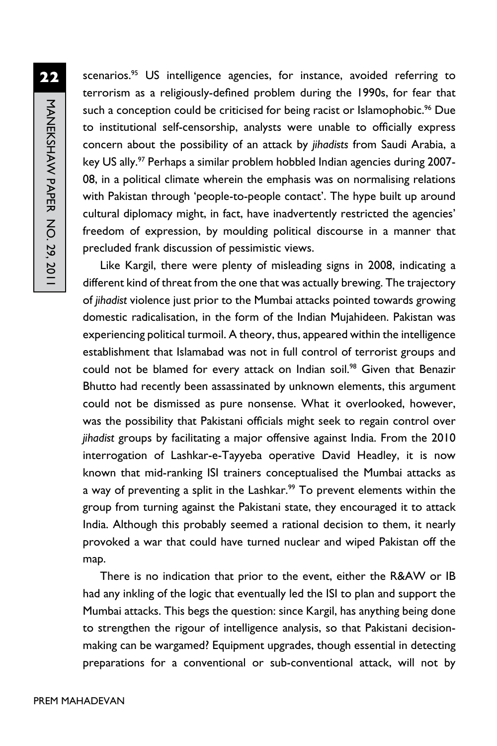scenarios.[95] US intelligence agencies, for instance, avoided referring to terrorism as a religiously-defined problem during the 1990s, for fear that such a conception could be criticised for being racist or Islamophobic.[96] Due to institutional self-censorship, analysts were unable to officially express concern about the possibility of an attack by *jihadists* from Saudi Arabia, a key US ally.[97] Perhaps a similar problem hobbled Indian agencies during 2007-08, in a political climate wherein the emphasis was on normalising relations with Pakistan through 'people-to-people contact'. The hype built up around cultural diplomacy might, in fact, have inadvertently restricted the agencies' freedom of expression, by moulding political discourse in a manner that precluded frank discussion of pessimistic views.

Like Kargil, there were plenty of misleading signs in 2008, indicating a different kind of threat from the one that was actually brewing. The trajectory of *jihadist* violence just prior to the Mumbai attacks pointed towards growing domestic radicalisation, in the form of the Indian Mujahideen. Pakistan was experiencing political turmoil. A theory, thus, appeared within the intelligence establishment that Islamabad was not in full control of terrorist groups and could not be blamed for every attack on Indian soil.[98] Given that Benazir Bhutto had recently been assassinated by unknown elements, this argument could not be dismissed as pure nonsense. What it overlooked, however, was the possibility that Pakistani officials might seek to regain control over *jihadist* groups by facilitating a major offensive against India. From the 2010 interrogation of Lashkar-e-Tayyeba operative David Headley, it is now known that mid-ranking ISI trainers conceptualised the Mumbai attacks as a way of preventing a split in the Lashkar.[99] To prevent elements within the group from turning against the Pakistani state, they encouraged it to attack India. Although this probably seemed a rational decision to them, it nearly provoked a war that could have turned nuclear and wiped Pakistan off the map.

There is no indication that prior to the event, either the R&AW or IB had any inkling of the logic that eventually led the ISI to plan and support the Mumbai attacks. This begs the question: since Kargil, has anything being done to strengthen the rigour of intelligence analysis, so that Pakistani decision-making can be wargamed? Equipment upgrades, though essential in detecting preparations for a conventional or sub-conventional attack, will not by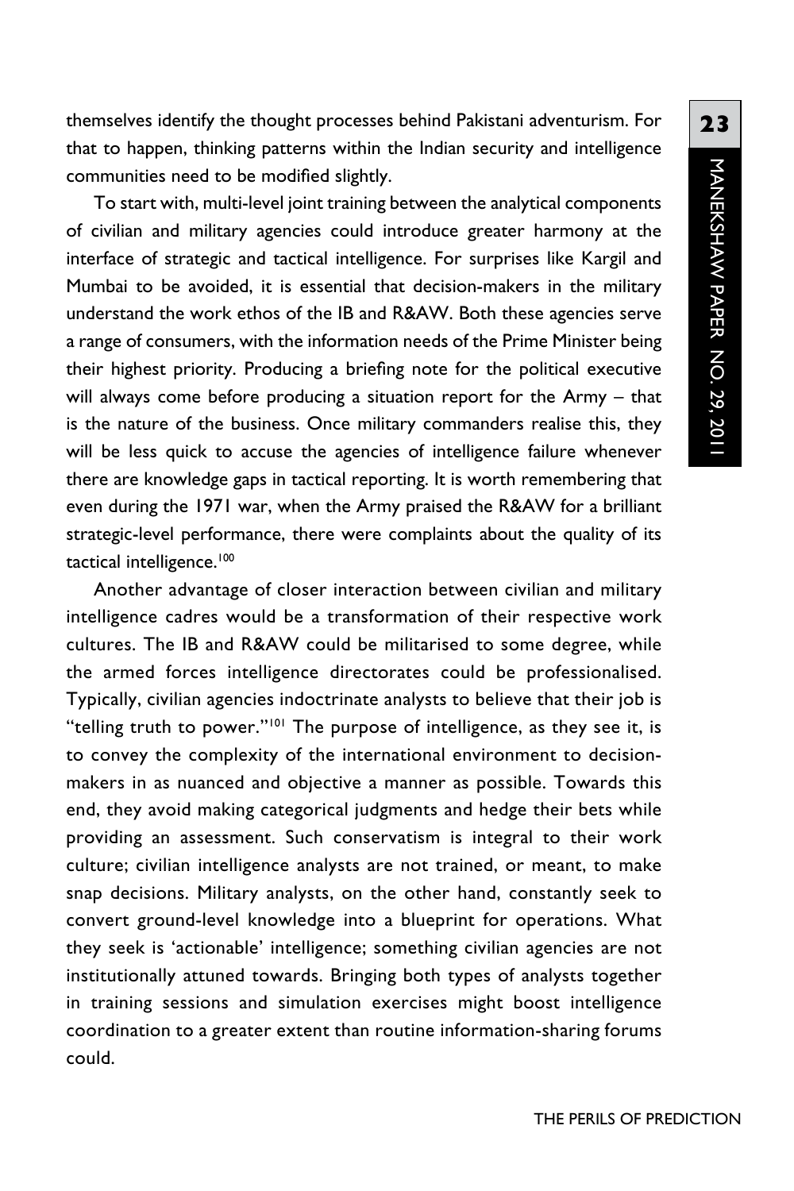themselves identify the thought processes behind Pakistani adventurism. For that to happen, thinking patterns within the Indian security and intelligence communities need to be modified slightly.

To start with, multi-level joint training between the analytical components of civilian and military agencies could introduce greater harmony at the interface of strategic and tactical intelligence. For surprises like Kargil and Mumbai to be avoided, it is essential that decision-makers in the military understand the work ethos of the IB and R&AW. Both these agencies serve a range of consumers, with the information needs of the Prime Minister being their highest priority. Producing a briefing note for the political executive will always come before producing a situation report for the Army – that is the nature of the business. Once military commanders realise this, they will be less quick to accuse the agencies of intelligence failure whenever there are knowledge gaps in tactical reporting. It is worth remembering that even during the 1971 war, when the Army praised the R&AW for a brilliant strategic-level performance, there were complaints about the quality of its tactical intelligence.[100]

Another advantage of closer interaction between civilian and military intelligence cadres would be a transformation of their respective work cultures. The IB and R&AW could be militarised to some degree, while the armed forces intelligence directorates could be professionalised. Typically, civilian agencies indoctrinate analysts to believe that their job is "telling truth to power."[101] The purpose of intelligence, as they see it, is to convey the complexity of the international environment to decision-makers in as nuanced and objective a manner as possible. Towards this end, they avoid making categorical judgments and hedge their bets while providing an assessment. Such conservatism is integral to their work culture; civilian intelligence analysts are not trained, or meant, to make snap decisions. Military analysts, on the other hand, constantly seek to convert ground-level knowledge into a blueprint for operations. What they seek is 'actionable' intelligence; something civilian agencies are not institutionally attuned towards. Bringing both types of analysts together in training sessions and simulation exercises might boost intelligence coordination to a greater extent than routine information-sharing forums could.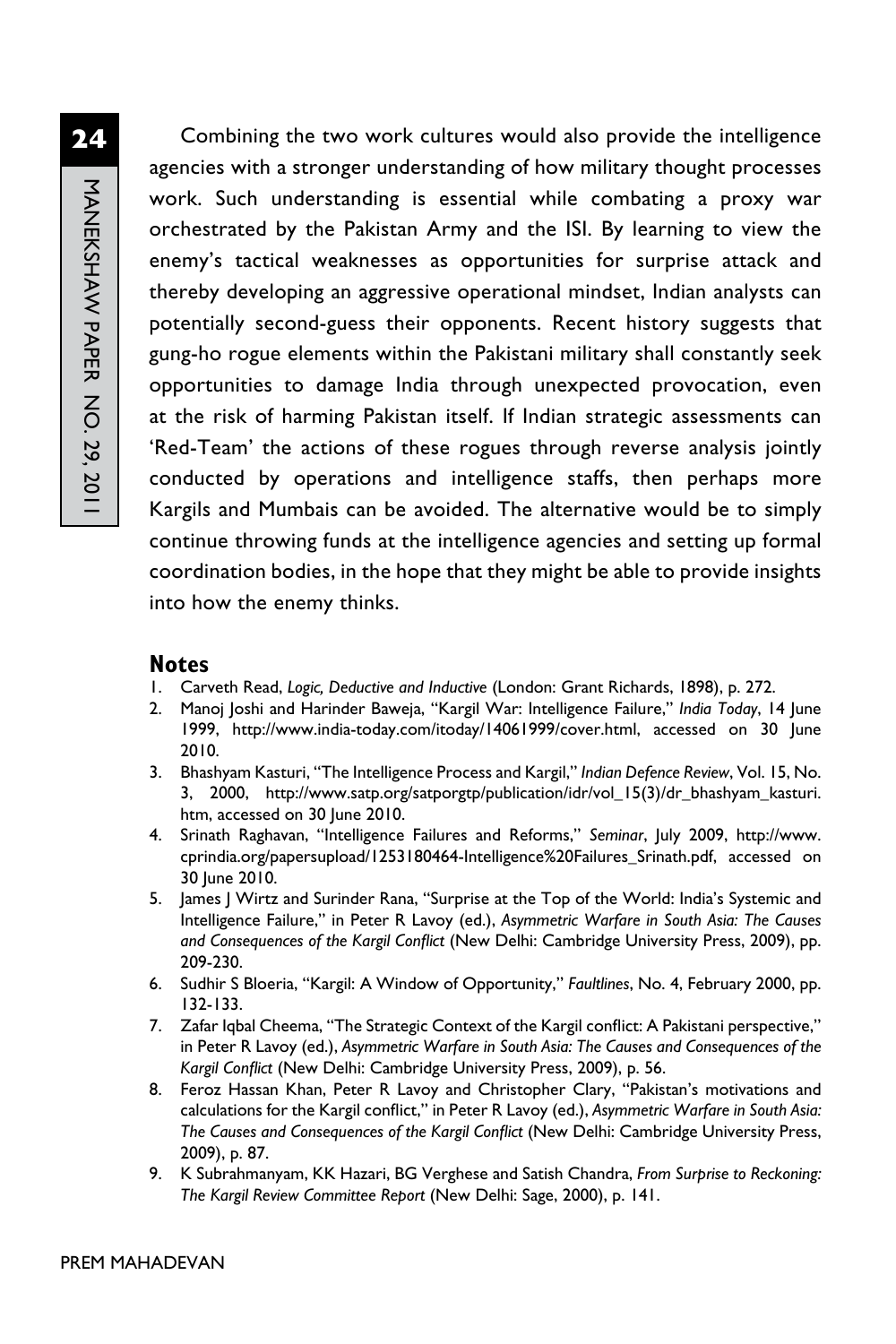Combining the two work cultures would also provide the intelligence agencies with a stronger understanding of how military thought processes work. Such understanding is essential while combating a proxy war orchestrated by the Pakistan Army and the ISI. By learning to view the enemy's tactical weaknesses as opportunities for surprise attack and thereby developing an aggressive operational mindset, Indian analysts can potentially second-guess their opponents. Recent history suggests that gung-ho rogue elements within the Pakistani military shall constantly seek opportunities to damage India through unexpected provocation, even at the risk of harming Pakistan itself. If Indian strategic assessments can 'Red-Team' the actions of these rogues through reverse analysis jointly conducted by operations and intelligence staffs, then perhaps more Kargils and Mumbais can be avoided. The alternative would be to simply continue throwing funds at the intelligence agencies and setting up formal coordination bodies, in the hope that they might be able to provide insights into how the enemy thinks.

## Notes

1. Carveth Read, *Logic, Deductive and Inductive* (London: Grant Richards, 1898), p. 272.
2. Manoj Joshi and Harinder Baweja, "Kargil War: Intelligence Failure," *India Today*, 14 June 1999, http://www.india-today.com/itoday/14061999/cover.html, accessed on 30 June 2010.
3. Bhashyam Kasturi, "The Intelligence Process and Kargil," *Indian Defence Review*, Vol. 15, No. 3, 2000, http://www.satp.org/satporgtp/publication/idr/vol_15(3)/dr_bhashyam_kasturi.htm, accessed on 30 June 2010.
4. Srinath Raghavan, "Intelligence Failures and Reforms," *Seminar*, July 2009, http://www.cprindia.org/papersupload/1253180464-Intelligence%20Failures_Srinath.pdf, accessed on 30 June 2010.
5. James J Wirtz and Surinder Rana, "Surprise at the Top of the World: India's Systemic and Intelligence Failure," in Peter R Lavoy (ed.), *Asymmetric Warfare in South Asia: The Causes and Consequences of the Kargil Conflict* (New Delhi: Cambridge University Press, 2009), pp. 209-230.
6. Sudhir S Bloeria, "Kargil: A Window of Opportunity," *Faultlines*, No. 4, February 2000, pp. 132-133.
7. Zafar Iqbal Cheema, "The Strategic Context of the Kargil conflict: A Pakistani perspective," in Peter R Lavoy (ed.), *Asymmetric Warfare in South Asia: The Causes and Consequences of the Kargil Conflict* (New Delhi: Cambridge University Press, 2009), p. 56.
8. Feroz Hassan Khan, Peter R Lavoy and Christopher Clary, "Pakistan's motivations and calculations for the Kargil conflict," in Peter R Lavoy (ed.), *Asymmetric Warfare in South Asia: The Causes and Consequences of the Kargil Conflict* (New Delhi: Cambridge University Press, 2009), p. 87.
9. K Subrahmanyam, KK Hazari, BG Verghese and Satish Chandra, *From Surprise to Reckoning: The Kargil Review Committee Report* (New Delhi: Sage, 2000), p. 141.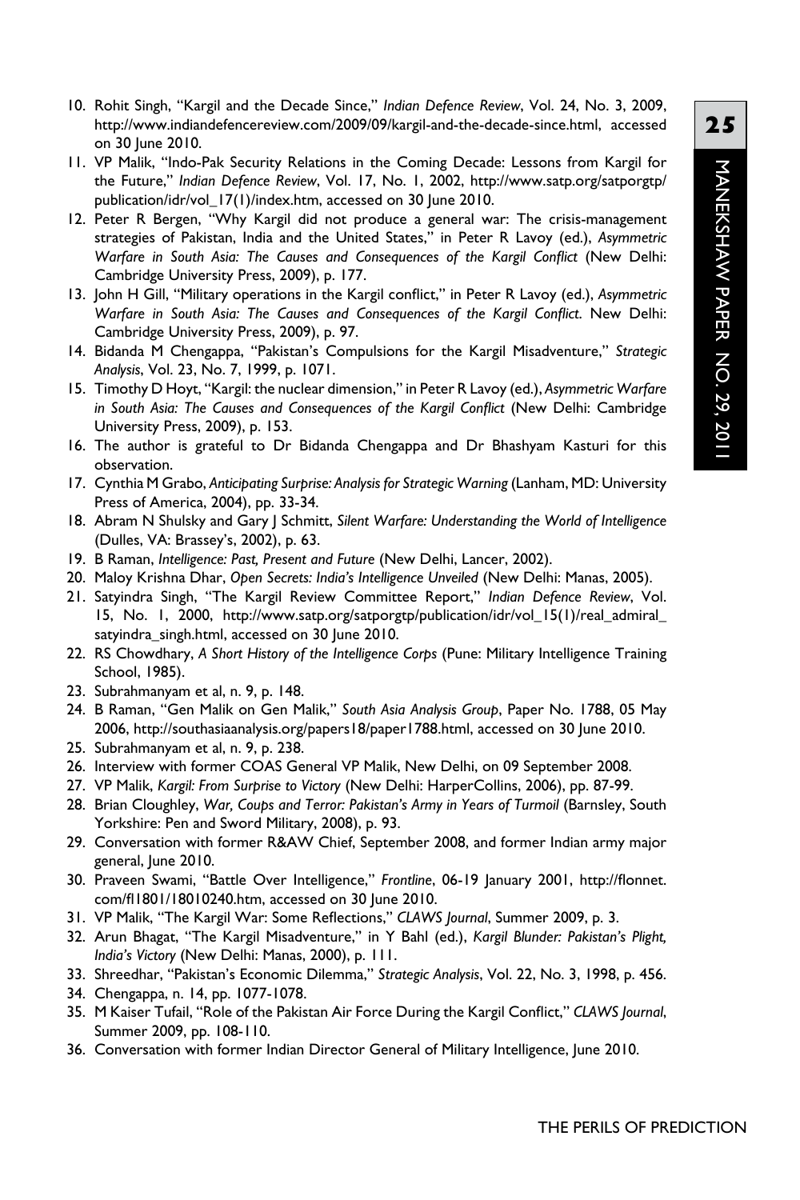10. Rohit Singh, "Kargil and the Decade Since," *Indian Defence Review*, Vol. 24, No. 3, 2009, http://www.indiandefencereview.com/2009/09/kargil-and-the-decade-since.html, accessed on 30 June 2010.
11. VP Malik, "Indo-Pak Security Relations in the Coming Decade: Lessons from Kargil for the Future," *Indian Defence Review*, Vol. 17, No. 1, 2002, http://www.satp.org/satporgtp/publication/idr/vol_17(1)/index.htm, accessed on 30 June 2010.
12. Peter R Bergen, "Why Kargil did not produce a general war: The crisis-management strategies of Pakistan, India and the United States," in Peter R Lavoy (ed.), *Asymmetric Warfare in South Asia: The Causes and Consequences of the Kargil Conflict* (New Delhi: Cambridge University Press, 2009), p. 177.
13. John H Gill, "Military operations in the Kargil conflict," in Peter R Lavoy (ed.), *Asymmetric Warfare in South Asia: The Causes and Consequences of the Kargil Conflict*. New Delhi: Cambridge University Press, 2009), p. 97.
14. Bidanda M Chengappa, "Pakistan's Compulsions for the Kargil Misadventure," *Strategic Analysis*, Vol. 23, No. 7, 1999, p. 1071.
15. Timothy D Hoyt, "Kargil: the nuclear dimension," in Peter R Lavoy (ed.), *Asymmetric Warfare in South Asia: The Causes and Consequences of the Kargil Conflict* (New Delhi: Cambridge University Press, 2009), p. 153.
16. The author is grateful to Dr Bidanda Chengappa and Dr Bhashyam Kasturi for this observation.
17. Cynthia M Grabo, *Anticipating Surprise: Analysis for Strategic Warning* (Lanham, MD: University Press of America, 2004), pp. 33-34.
18. Abram N Shulsky and Gary J Schmitt, *Silent Warfare: Understanding the World of Intelligence* (Dulles, VA: Brassey's, 2002), p. 63.
19. B Raman, *Intelligence: Past, Present and Future* (New Delhi, Lancer, 2002).
20. Maloy Krishna Dhar, *Open Secrets: India's Intelligence Unveiled* (New Delhi: Manas, 2005).
21. Satyindra Singh, "The Kargil Review Committee Report," *Indian Defence Review*, Vol. 15, No. 1, 2000, http://www.satp.org/satporgtp/publication/idr/vol_15(1)/real_admiral_satyindra_singh.html, accessed on 30 June 2010.
22. RS Chowdhary, *A Short History of the Intelligence Corps* (Pune: Military Intelligence Training School, 1985).
23. Subrahmanyam et al, n. 9, p. 148.
24. B Raman, "Gen Malik on Gen Malik," *South Asia Analysis Group*, Paper No. 1788, 05 May 2006, http://southasiaanalysis.org/papers18/paper1788.html, accessed on 30 June 2010.
25. Subrahmanyam et al, n. 9, p. 238.
26. Interview with former COAS General VP Malik, New Delhi, on 09 September 2008.
27. VP Malik, *Kargil: From Surprise to Victory* (New Delhi: HarperCollins, 2006), pp. 87-99.
28. Brian Cloughley, *War, Coups and Terror: Pakistan's Army in Years of Turmoil* (Barnsley, South Yorkshire: Pen and Sword Military, 2008), p. 93.
29. Conversation with former R&AW Chief, September 2008, and former Indian army major general, June 2010.
30. Praveen Swami, "Battle Over Intelligence," *Frontline*, 06-19 January 2001, http://flonnet.com/fl1801/18010240.htm, accessed on 30 June 2010.
31. VP Malik, "The Kargil War: Some Reflections," *CLAWS Journal*, Summer 2009, p. 3.
32. Arun Bhagat, "The Kargil Misadventure," in Y Bahl (ed.), *Kargil Blunder: Pakistan's Plight, India's Victory* (New Delhi: Manas, 2000), p. 111.
33. Shreedhar, "Pakistan's Economic Dilemma," *Strategic Analysis*, Vol. 22, No. 3, 1998, p. 456.
34. Chengappa, n. 14, pp. 1077-1078.
35. M Kaiser Tufail, "Role of the Pakistan Air Force During the Kargil Conflict," *CLAWS Journal*, Summer 2009, pp. 108-110.
36. Conversation with former Indian Director General of Military Intelligence, June 2010.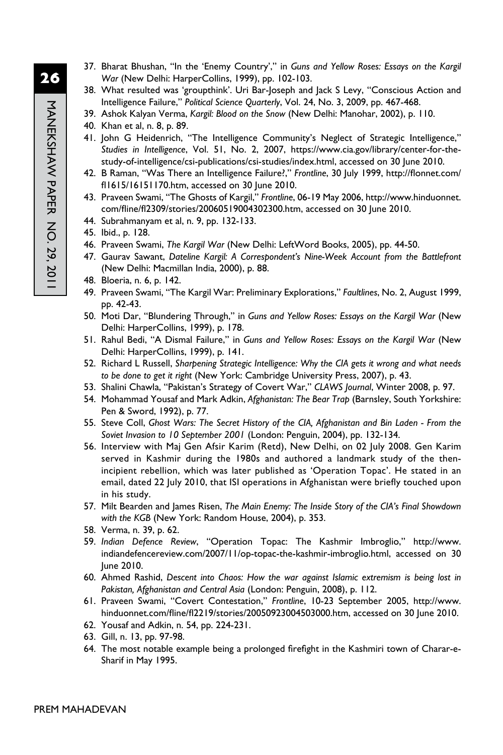37. Bharat Bhushan, "In the 'Enemy Country'," in *Guns and Yellow Roses: Essays on the Kargil War* (New Delhi: HarperCollins, 1999), pp. 102-103.
38. What resulted was 'groupthink'. Uri Bar-Joseph and Jack S Levy, "Conscious Action and Intelligence Failure," *Political Science Quarterly*, Vol. 24, No. 3, 2009, pp. 467-468.
39. Ashok Kalyan Verma, *Kargil: Blood on the Snow* (New Delhi: Manohar, 2002), p. 110.
40. Khan et al, n. 8, p. 89.
41. John G Heidenrich, "The Intelligence Community's Neglect of Strategic Intelligence," *Studies in Intelligence*, Vol. 51, No. 2, 2007, https://www.cia.gov/library/center-for-the-study-of-intelligence/csi-publications/csi-studies/index.html, accessed on 30 June 2010.
42. B Raman, "Was There an Intelligence Failure?," *Frontline*, 30 July 1999, http://flonnet.com/fl1615/16151170.htm, accessed on 30 June 2010.
43. Praveen Swami, "The Ghosts of Kargil," *Frontline*, 06-19 May 2006, http://www.hinduonnet.com/fline/fl2309/stories/20060519004302300.htm, accessed on 30 June 2010.
44. Subrahmanyam et al, n. 9, pp. 132-133.
45. Ibid., p. 128.
46. Praveen Swami, *The Kargil War* (New Delhi: LeftWord Books, 2005), pp. 44-50.
47. Gaurav Sawant, *Dateline Kargil: A Correspondent's Nine-Week Account from the Battlefront* (New Delhi: Macmillan India, 2000), p. 88.
48. Bloeria, n. 6, p. 142.
49. Praveen Swami, "The Kargil War: Preliminary Explorations," *Faultlines*, No. 2, August 1999, pp. 42-43.
50. Moti Dar, "Blundering Through," in *Guns and Yellow Roses: Essays on the Kargil War* (New Delhi: HarperCollins, 1999), p. 178.
51. Rahul Bedi, "A Dismal Failure," in *Guns and Yellow Roses: Essays on the Kargil War* (New Delhi: HarperCollins, 1999), p. 141.
52. Richard L Russell, *Sharpening Strategic Intelligence: Why the CIA gets it wrong and what needs to be done to get it right* (New York: Cambridge University Press, 2007), p. 43.
53. Shalini Chawla, "Pakistan's Strategy of Covert War," *CLAWS Journal*, Winter 2008, p. 97.
54. Mohammad Yousaf and Mark Adkin, *Afghanistan: The Bear Trap* (Barnsley, South Yorkshire: Pen & Sword, 1992), p. 77.
55. Steve Coll, *Ghost Wars: The Secret History of the CIA, Afghanistan and Bin Laden - From the Soviet Invasion to 10 September 2001* (London: Penguin, 2004), pp. 132-134.
56. Interview with Maj Gen Afsir Karim (Retd), New Delhi, on 02 July 2008. Gen Karim served in Kashmir during the 1980s and authored a landmark study of the then-incipient rebellion, which was later published as 'Operation Topac'. He stated in an email, dated 22 July 2010, that ISI operations in Afghanistan were briefly touched upon in his study.
57. Milt Bearden and James Risen, *The Main Enemy: The Inside Story of the CIA's Final Showdown with the KGB* (New York: Random House, 2004), p. 353.
58. Verma, n. 39, p. 62.
59. *Indian Defence Review*, "Operation Topac: The Kashmir Imbroglio," http://www.indiandefencereview.com/2007/11/op-topac-the-kashmir-imbroglio.html, accessed on 30 June 2010.
60. Ahmed Rashid, *Descent into Chaos: How the war against Islamic extremism is being lost in Pakistan, Afghanistan and Central Asia* (London: Penguin, 2008), p. 112.
61. Praveen Swami, "Covert Contestation," *Frontline*, 10-23 September 2005, http://www.hinduonnet.com/fline/fl2219/stories/20050923004503000.htm, accessed on 30 June 2010.
62. Yousaf and Adkin, n. 54, pp. 224-231.
63. Gill, n. 13, pp. 97-98.
64. The most notable example being a prolonged firefight in the Kashmiri town of Charar-e-Sharif in May 1995.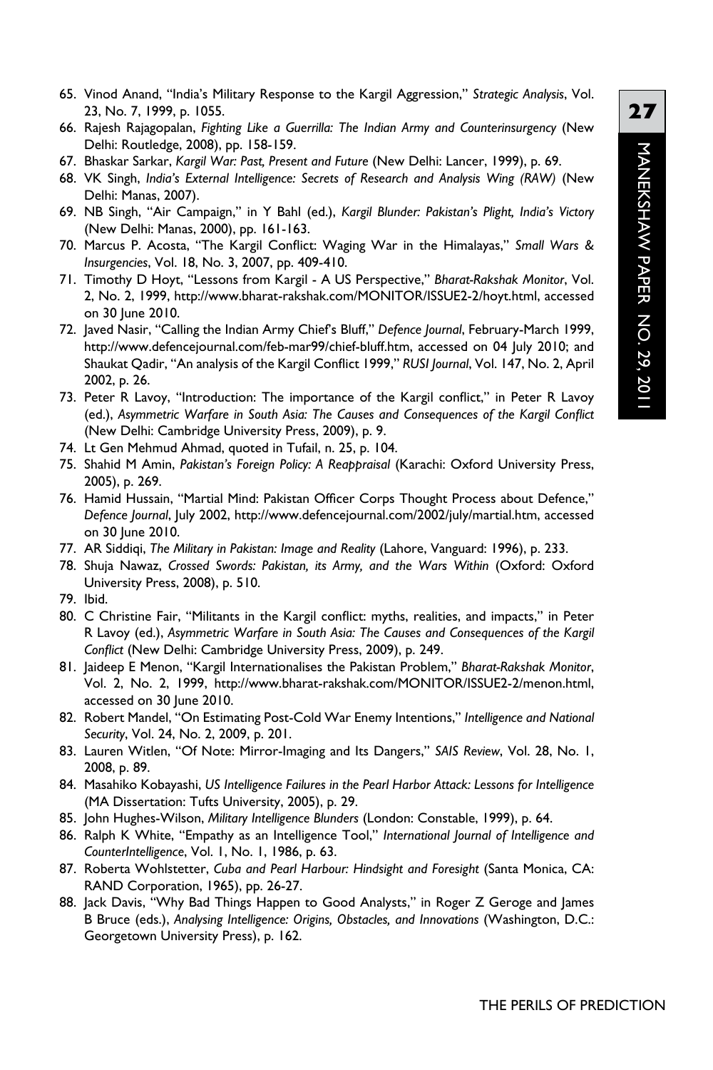65. Vinod Anand, "India's Military Response to the Kargil Aggression," *Strategic Analysis*, Vol. 23, No. 7, 1999, p. 1055.
66. Rajesh Rajagopalan, *Fighting Like a Guerrilla: The Indian Army and Counterinsurgency* (New Delhi: Routledge, 2008), pp. 158-159.
67. Bhaskar Sarkar, *Kargil War: Past, Present and Future* (New Delhi: Lancer, 1999), p. 69.
68. VK Singh, *India's External Intelligence: Secrets of Research and Analysis Wing (RAW)* (New Delhi: Manas, 2007).
69. NB Singh, "Air Campaign," in Y Bahl (ed.), *Kargil Blunder: Pakistan's Plight, India's Victory* (New Delhi: Manas, 2000), pp. 161-163.
70. Marcus P. Acosta, "The Kargil Conflict: Waging War in the Himalayas," *Small Wars & Insurgencies*, Vol. 18, No. 3, 2007, pp. 409-410.
71. Timothy D Hoyt, "Lessons from Kargil - A US Perspective," *Bharat-Rakshak Monitor*, Vol. 2, No. 2, 1999, http://www.bharat-rakshak.com/MONITOR/ISSUE2-2/hoyt.html, accessed on 30 June 2010.
72. Javed Nasir, "Calling the Indian Army Chief's Bluff," *Defence Journal*, February-March 1999, http://www.defencejournal.com/feb-mar99/chief-bluff.htm, accessed on 04 July 2010; and Shaukat Qadir, "An analysis of the Kargil Conflict 1999," *RUSI Journal*, Vol. 147, No. 2, April 2002, p. 26.
73. Peter R Lavoy, "Introduction: The importance of the Kargil conflict," in Peter R Lavoy (ed.), *Asymmetric Warfare in South Asia: The Causes and Consequences of the Kargil Conflict* (New Delhi: Cambridge University Press, 2009), p. 9.
74. Lt Gen Mehmud Ahmad, quoted in Tufail, n. 25, p. 104.
75. Shahid M Amin, *Pakistan's Foreign Policy: A Reappraisal* (Karachi: Oxford University Press, 2005), p. 269.
76. Hamid Hussain, "Martial Mind: Pakistan Officer Corps Thought Process about Defence," *Defence Journal*, July 2002, http://www.defencejournal.com/2002/july/martial.htm, accessed on 30 June 2010.
77. AR Siddiqi, *The Military in Pakistan: Image and Reality* (Lahore, Vanguard: 1996), p. 233.
78. Shuja Nawaz, *Crossed Swords: Pakistan, its Army, and the Wars Within* (Oxford: Oxford University Press, 2008), p. 510.
79. Ibid.
80. C Christine Fair, "Militants in the Kargil conflict: myths, realities, and impacts," in Peter R Lavoy (ed.), *Asymmetric Warfare in South Asia: The Causes and Consequences of the Kargil Conflict* (New Delhi: Cambridge University Press, 2009), p. 249.
81. Jaideep E Menon, "Kargil Internationalises the Pakistan Problem," *Bharat-Rakshak Monitor*, Vol. 2, No. 2, 1999, http://www.bharat-rakshak.com/MONITOR/ISSUE2-2/menon.html, accessed on 30 June 2010.
82. Robert Mandel, "On Estimating Post-Cold War Enemy Intentions," *Intelligence and National Security*, Vol. 24, No. 2, 2009, p. 201.
83. Lauren Witlen, "Of Note: Mirror-Imaging and Its Dangers," *SAIS Review*, Vol. 28, No. 1, 2008, p. 89.
84. Masahiko Kobayashi, *US Intelligence Failures in the Pearl Harbor Attack: Lessons for Intelligence* (MA Dissertation: Tufts University, 2005), p. 29.
85. John Hughes-Wilson, *Military Intelligence Blunders* (London: Constable, 1999), p. 64.
86. Ralph K White, "Empathy as an Intelligence Tool," *International Journal of Intelligence and CounterIntelligence*, Vol. 1, No. 1, 1986, p. 63.
87. Roberta Wohlstetter, *Cuba and Pearl Harbour: Hindsight and Foresight* (Santa Monica, CA: RAND Corporation, 1965), pp. 26-27.
88. Jack Davis, "Why Bad Things Happen to Good Analysts," in Roger Z Geroge and James B Bruce (eds.), *Analysing Intelligence: Origins, Obstacles, and Innovations* (Washington, D.C.: Georgetown University Press), p. 162.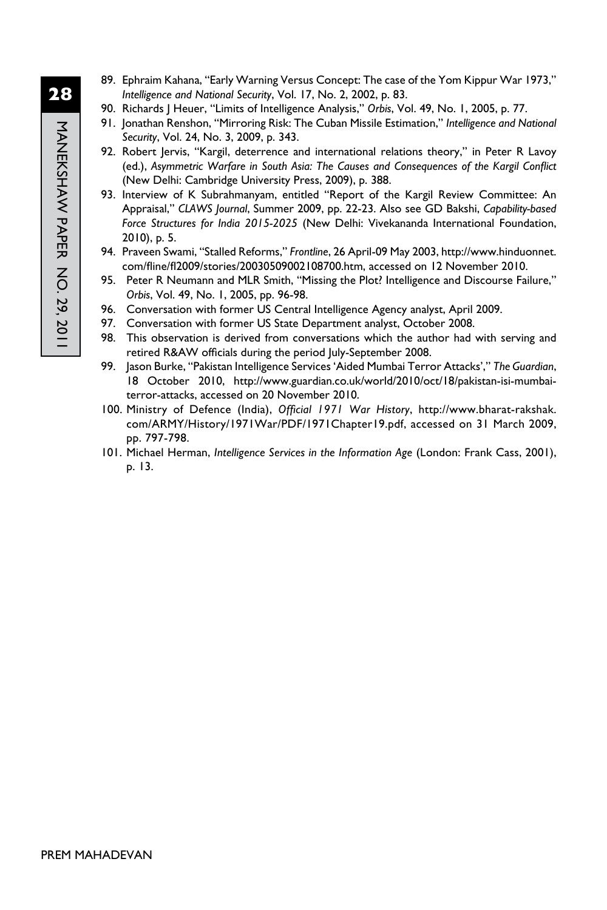89. Ephraim Kahana, "Early Warning Versus Concept: The case of the Yom Kippur War 1973," *Intelligence and National Security*, Vol. 17, No. 2, 2002, p. 83.
90. Richards J Heuer, "Limits of Intelligence Analysis," *Orbis*, Vol. 49, No. 1, 2005, p. 77.
91. Jonathan Renshon, "Mirroring Risk: The Cuban Missile Estimation," *Intelligence and National Security*, Vol. 24, No. 3, 2009, p. 343.
92. Robert Jervis, "Kargil, deterrence and international relations theory," in Peter R Lavoy (ed.), *Asymmetric Warfare in South Asia: The Causes and Consequences of the Kargil Conflict* (New Delhi: Cambridge University Press, 2009), p. 388.
93. Interview of K Subrahmanyam, entitled "Report of the Kargil Review Committee: An Appraisal," *CLAWS Journal*, Summer 2009, pp. 22-23. Also see GD Bakshi, *Capability-based Force Structures for India 2015-2025* (New Delhi: Vivekananda International Foundation, 2010), p. 5.
94. Praveen Swami, "Stalled Reforms," *Frontline*, 26 April-09 May 2003, http://www.hinduonnet.com/fline/fl2009/stories/20030509002108700.htm, accessed on 12 November 2010.
95. Peter R Neumann and MLR Smith, "Missing the Plot? Intelligence and Discourse Failure," *Orbis*, Vol. 49, No. 1, 2005, pp. 96-98.
96. Conversation with former US Central Intelligence Agency analyst, April 2009.
97. Conversation with former US State Department analyst, October 2008.
98. This observation is derived from conversations which the author had with serving and retired R&AW officials during the period July-September 2008.
99. Jason Burke, "Pakistan Intelligence Services 'Aided Mumbai Terror Attacks'," *The Guardian*, 18 October 2010, http://www.guardian.co.uk/world/2010/oct/18/pakistan-isi-mumbai-terror-attacks, accessed on 20 November 2010.
100. Ministry of Defence (India), *Official 1971 War History*, http://www.bharat-rakshak.com/ARMY/History/1971War/PDF/1971Chapter19.pdf, accessed on 31 March 2009, pp. 797-798.
101. Michael Herman, *Intelligence Services in the Information Age* (London: Frank Cass, 2001), p. 13.